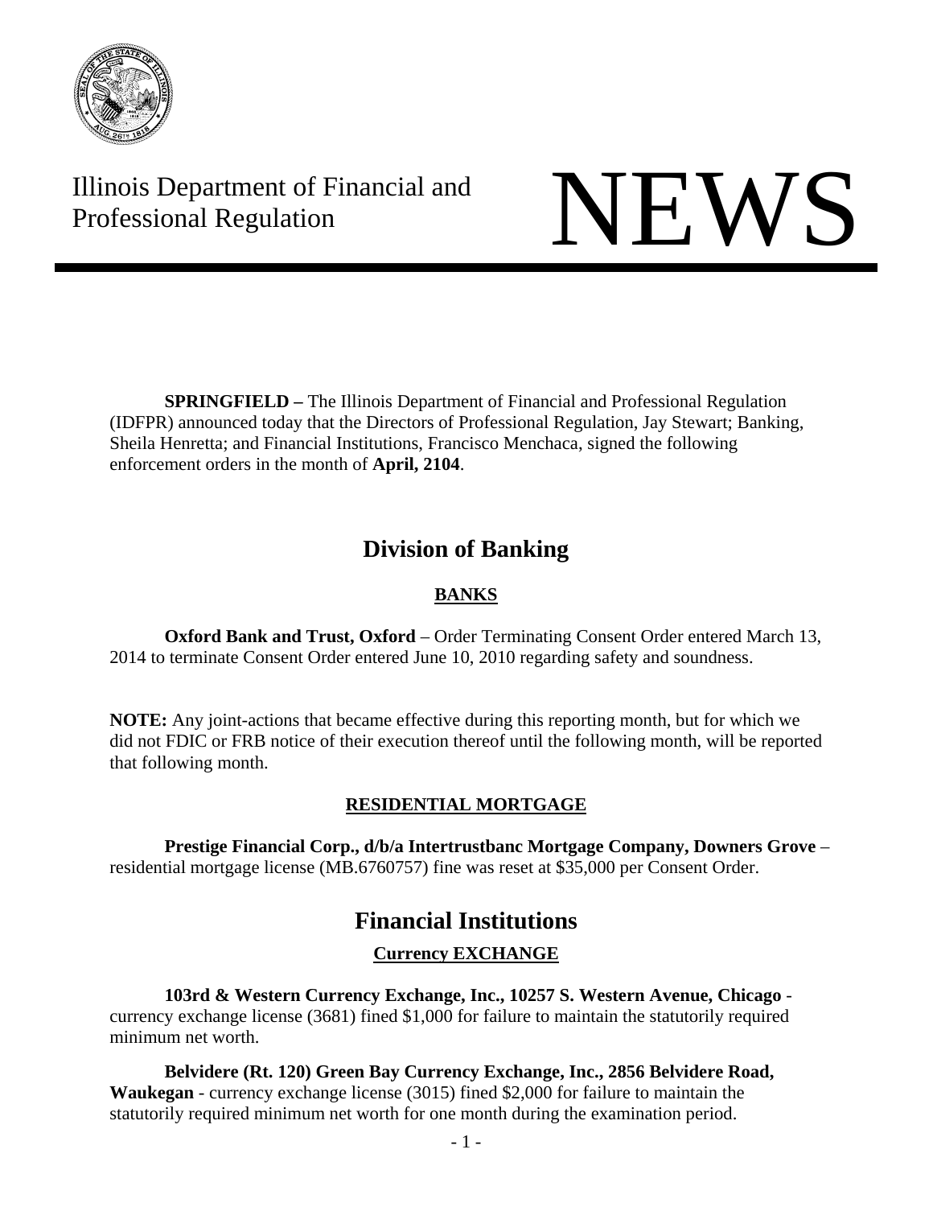Illinois Department of Financial and Professional Regulation

# NEWS

**SPRINGFIELD –** The Illinois Department of Financial and Professional Regulation (IDFPR) announced today that the Directors of Professional Regulation, Jay Stewart; Banking, Sheila Henretta; and Financial Institutions, Francisco Menchaca, signed the following enforcement orders in the month of **April, 2104**.

## Division of Banking

### BANKS

**Oxford Bank and Trust, Oxford** – Order Terminating Consent Order entered March 13, 2014 to terminate Consent Order entered June 10, 2010 regarding safety and soundness.

**NOTE:** Any joint-actions that became effective during this reporting month, but for which we did not FDIC or FRB notice of their execution thereof until the following month, will be reported that following month.

### RESIDENTIAL MORTGAGE

**Prestige Financial Corp., d/b/a Intertrustbanc Mortgage Company, Downers Grove** – residential mortgage license (MB.6760757) fine was reset at $35,000 per Consent Order.

## Financial Institutions

### Currency EXCHANGE

**103rd & Western Currency Exchange, Inc., 10257 S. Western Avenue, Chicago** - currency exchange license (3681) fined $1,000 for failure to maintain the statutorily required minimum net worth.

**Belvidere (Rt. 120) Green Bay Currency Exchange, Inc., 2856 Belvidere Road, Waukegan** - currency exchange license (3015) fined $2,000 for failure to maintain the statutorily required minimum net worth for one month during the examination period.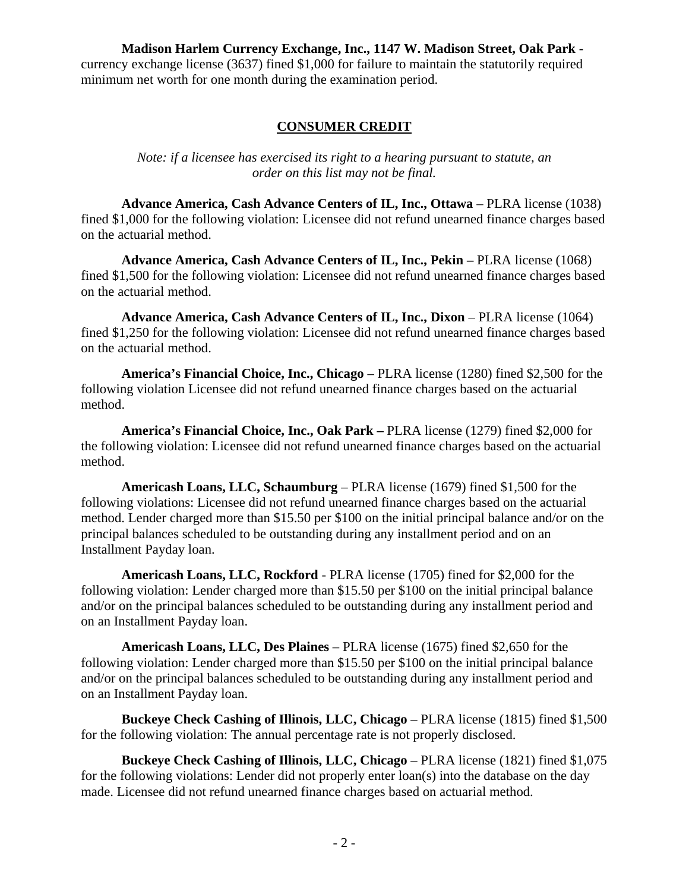**Madison Harlem Currency Exchange, Inc., 1147 W. Madison Street, Oak Park** - currency exchange license (3637) fined $1,000 for failure to maintain the statutorily required minimum net worth for one month during the examination period.

## CONSUMER CREDIT

*Note: if a licensee has exercised its right to a hearing pursuant to statute, an order on this list may not be final.*

**Advance America, Cash Advance Centers of IL, Inc., Ottawa** – PLRA license (1038) fined $1,000 for the following violation: Licensee did not refund unearned finance charges based on the actuarial method.

**Advance America, Cash Advance Centers of IL, Inc., Pekin –** PLRA license (1068) fined $1,500 for the following violation: Licensee did not refund unearned finance charges based on the actuarial method.

**Advance America, Cash Advance Centers of IL, Inc., Dixon** – PLRA license (1064) fined $1,250 for the following violation: Licensee did not refund unearned finance charges based on the actuarial method.

**America's Financial Choice, Inc., Chicago** – PLRA license (1280) fined $2,500 for the following violation Licensee did not refund unearned finance charges based on the actuarial method.

**America's Financial Choice, Inc., Oak Park –** PLRA license (1279) fined $2,000 for the following violation: Licensee did not refund unearned finance charges based on the actuarial method.

**Americash Loans, LLC, Schaumburg** – PLRA license (1679) fined $1,500 for the following violations: Licensee did not refund unearned finance charges based on the actuarial method. Lender charged more than $15.50 per $100 on the initial principal balance and/or on the principal balances scheduled to be outstanding during any installment period and on an Installment Payday loan.

**Americash Loans, LLC, Rockford** - PLRA license (1705) fined for $2,000 for the following violation: Lender charged more than $15.50 per $100 on the initial principal balance and/or on the principal balances scheduled to be outstanding during any installment period and on an Installment Payday loan.

**Americash Loans, LLC, Des Plaines** – PLRA license (1675) fined $2,650 for the following violation: Lender charged more than $15.50 per $100 on the initial principal balance and/or on the principal balances scheduled to be outstanding during any installment period and on an Installment Payday loan.

**Buckeye Check Cashing of Illinois, LLC, Chicago** – PLRA license (1815) fined $1,500 for the following violation: The annual percentage rate is not properly disclosed.

**Buckeye Check Cashing of Illinois, LLC, Chicago** – PLRA license (1821) fined $1,075 for the following violations: Lender did not properly enter loan(s) into the database on the day made. Licensee did not refund unearned finance charges based on actuarial method.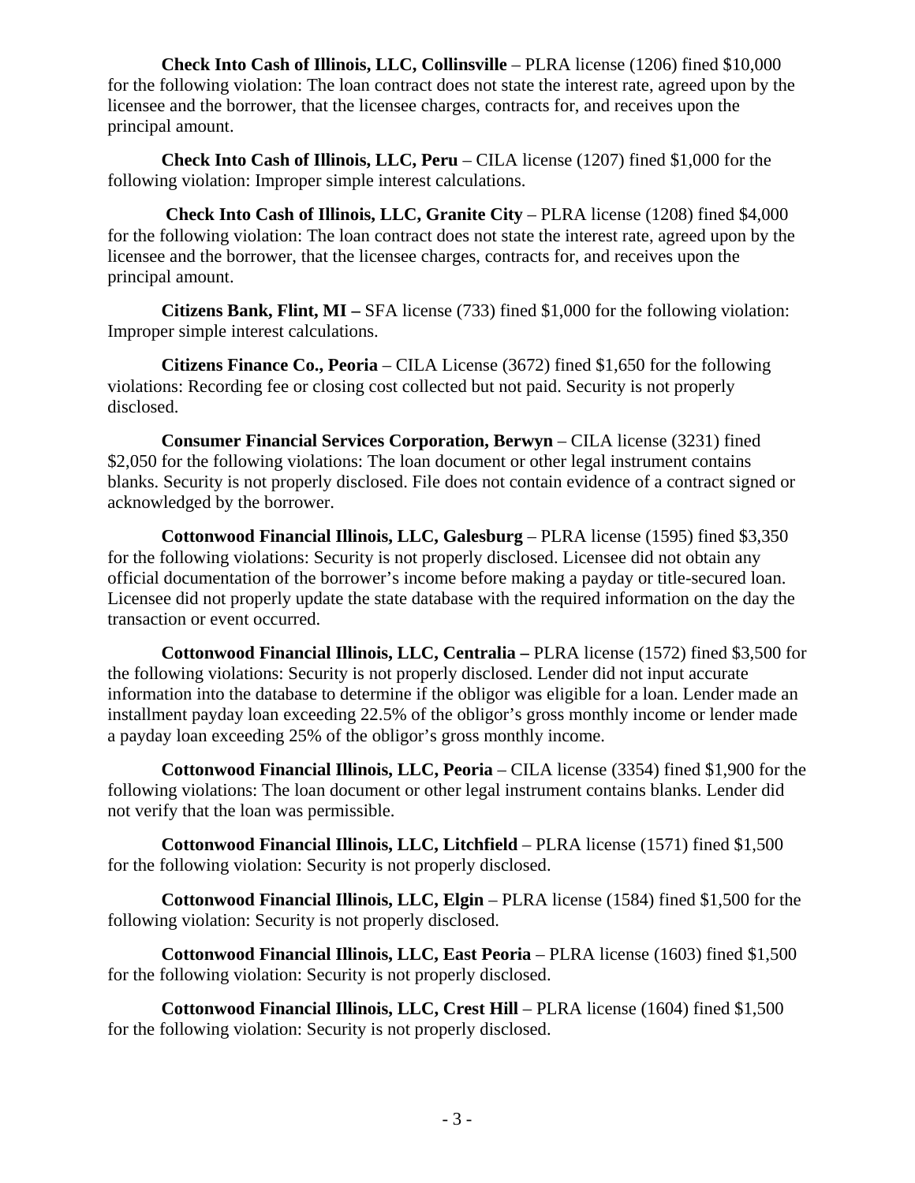**Check Into Cash of Illinois, LLC, Collinsville** – PLRA license (1206) fined $10,000 for the following violation: The loan contract does not state the interest rate, agreed upon by the licensee and the borrower, that the licensee charges, contracts for, and receives upon the principal amount.

**Check Into Cash of Illinois, LLC, Peru** – CILA license (1207) fined $1,000 for the following violation: Improper simple interest calculations.

**Check Into Cash of Illinois, LLC, Granite City** – PLRA license (1208) fined $4,000 for the following violation: The loan contract does not state the interest rate, agreed upon by the licensee and the borrower, that the licensee charges, contracts for, and receives upon the principal amount.

**Citizens Bank, Flint, MI –** SFA license (733) fined $1,000 for the following violation: Improper simple interest calculations.

**Citizens Finance Co., Peoria** – CILA License (3672) fined $1,650 for the following violations: Recording fee or closing cost collected but not paid. Security is not properly disclosed.

**Consumer Financial Services Corporation, Berwyn** – CILA license (3231) fined $2,050 for the following violations: The loan document or other legal instrument contains blanks. Security is not properly disclosed. File does not contain evidence of a contract signed or acknowledged by the borrower.

**Cottonwood Financial Illinois, LLC, Galesburg** – PLRA license (1595) fined $3,350 for the following violations: Security is not properly disclosed. Licensee did not obtain any official documentation of the borrower's income before making a payday or title-secured loan. Licensee did not properly update the state database with the required information on the day the transaction or event occurred.

**Cottonwood Financial Illinois, LLC, Centralia –** PLRA license (1572) fined $3,500 for the following violations: Security is not properly disclosed. Lender did not input accurate information into the database to determine if the obligor was eligible for a loan. Lender made an installment payday loan exceeding 22.5% of the obligor's gross monthly income or lender made a payday loan exceeding 25% of the obligor's gross monthly income.

**Cottonwood Financial Illinois, LLC, Peoria** – CILA license (3354) fined $1,900 for the following violations: The loan document or other legal instrument contains blanks. Lender did not verify that the loan was permissible.

**Cottonwood Financial Illinois, LLC, Litchfield** – PLRA license (1571) fined $1,500 for the following violation: Security is not properly disclosed.

**Cottonwood Financial Illinois, LLC, Elgin** – PLRA license (1584) fined $1,500 for the following violation: Security is not properly disclosed.

**Cottonwood Financial Illinois, LLC, East Peoria** – PLRA license (1603) fined $1,500 for the following violation: Security is not properly disclosed.

**Cottonwood Financial Illinois, LLC, Crest Hill** – PLRA license (1604) fined $1,500 for the following violation: Security is not properly disclosed.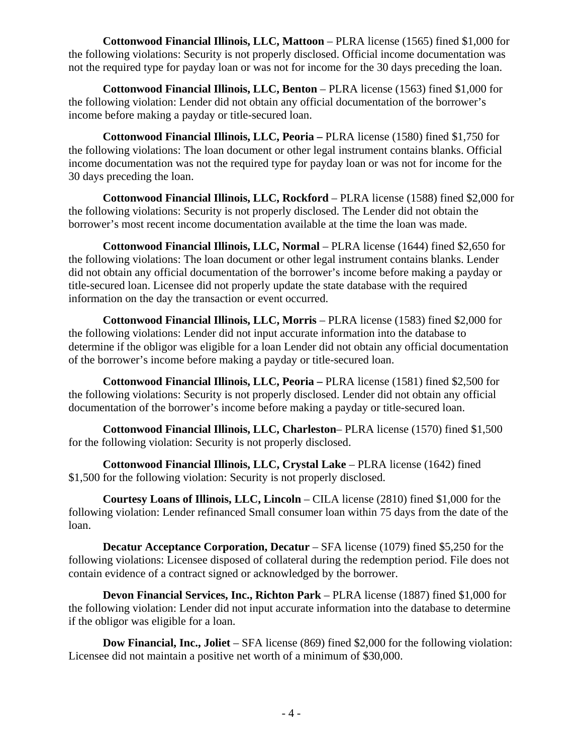**Cottonwood Financial Illinois, LLC, Mattoon** – PLRA license (1565) fined $1,000 for the following violations: Security is not properly disclosed. Official income documentation was not the required type for payday loan or was not for income for the 30 days preceding the loan.

**Cottonwood Financial Illinois, LLC, Benton** – PLRA license (1563) fined $1,000 for the following violation: Lender did not obtain any official documentation of the borrower's income before making a payday or title-secured loan.

**Cottonwood Financial Illinois, LLC, Peoria –** PLRA license (1580) fined $1,750 for the following violations: The loan document or other legal instrument contains blanks. Official income documentation was not the required type for payday loan or was not for income for the 30 days preceding the loan.

**Cottonwood Financial Illinois, LLC, Rockford** – PLRA license (1588) fined $2,000 for the following violations: Security is not properly disclosed. The Lender did not obtain the borrower's most recent income documentation available at the time the loan was made.

**Cottonwood Financial Illinois, LLC, Normal** – PLRA license (1644) fined $2,650 for the following violations: The loan document or other legal instrument contains blanks. Lender did not obtain any official documentation of the borrower's income before making a payday or title-secured loan. Licensee did not properly update the state database with the required information on the day the transaction or event occurred.

**Cottonwood Financial Illinois, LLC, Morris** – PLRA license (1583) fined $2,000 for the following violations: Lender did not input accurate information into the database to determine if the obligor was eligible for a loan Lender did not obtain any official documentation of the borrower's income before making a payday or title-secured loan.

**Cottonwood Financial Illinois, LLC, Peoria –** PLRA license (1581) fined $2,500 for the following violations: Security is not properly disclosed. Lender did not obtain any official documentation of the borrower's income before making a payday or title-secured loan.

**Cottonwood Financial Illinois, LLC, Charleston**– PLRA license (1570) fined $1,500 for the following violation: Security is not properly disclosed.

**Cottonwood Financial Illinois, LLC, Crystal Lake** – PLRA license (1642) fined $1,500 for the following violation: Security is not properly disclosed.

**Courtesy Loans of Illinois, LLC, Lincoln** – CILA license (2810) fined $1,000 for the following violation: Lender refinanced Small consumer loan within 75 days from the date of the loan.

**Decatur Acceptance Corporation, Decatur** – SFA license (1079) fined $5,250 for the following violations: Licensee disposed of collateral during the redemption period. File does not contain evidence of a contract signed or acknowledged by the borrower.

**Devon Financial Services, Inc., Richton Park** – PLRA license (1887) fined $1,000 for the following violation: Lender did not input accurate information into the database to determine if the obligor was eligible for a loan.

**Dow Financial, Inc., Joliet** – SFA license (869) fined $2,000 for the following violation: Licensee did not maintain a positive net worth of a minimum of $30,000.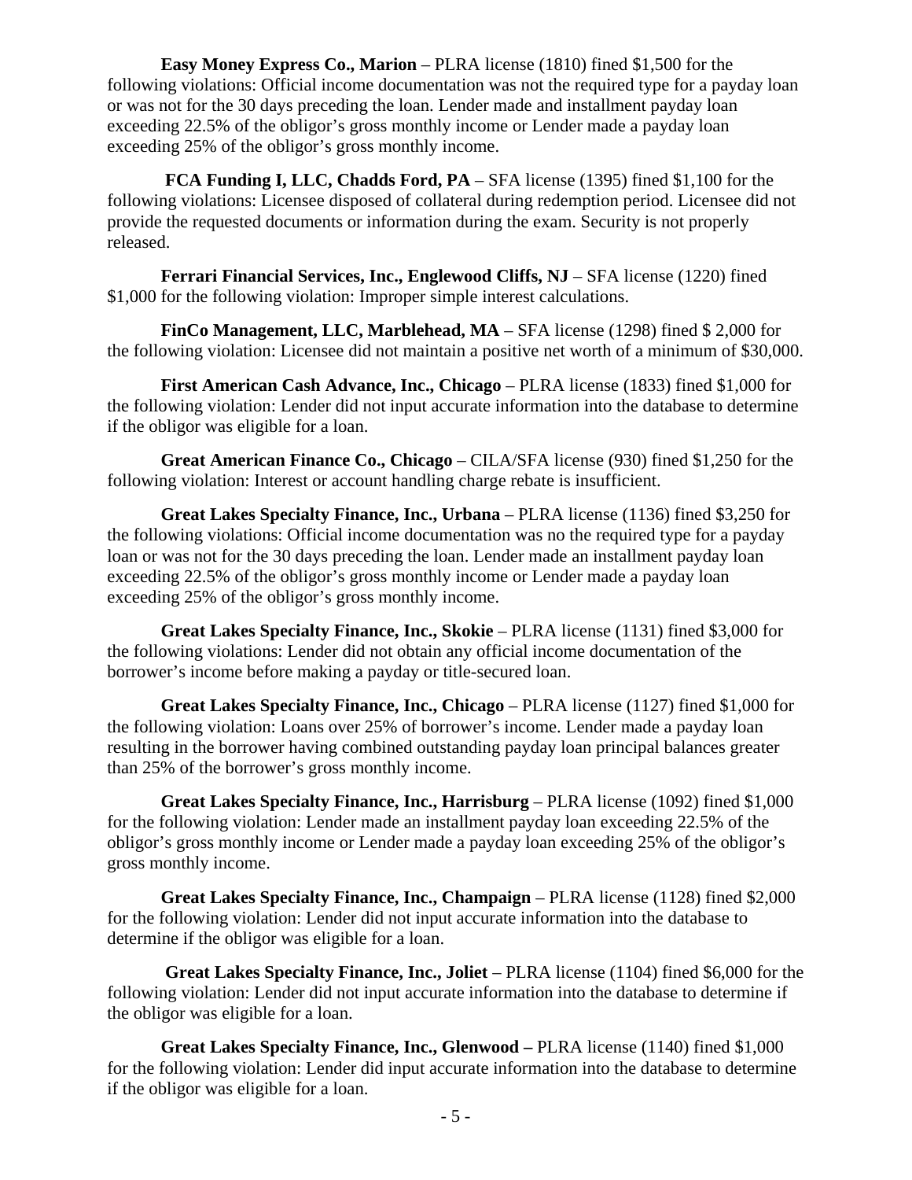**Easy Money Express Co., Marion** – PLRA license (1810) fined $1,500 for the following violations: Official income documentation was not the required type for a payday loan or was not for the 30 days preceding the loan. Lender made and installment payday loan exceeding 22.5% of the obligor's gross monthly income or Lender made a payday loan exceeding 25% of the obligor's gross monthly income.

**FCA Funding I, LLC, Chadds Ford, PA** – SFA license (1395) fined $1,100 for the following violations: Licensee disposed of collateral during redemption period. Licensee did not provide the requested documents or information during the exam. Security is not properly released.

**Ferrari Financial Services, Inc., Englewood Cliffs, NJ** – SFA license (1220) fined $1,000 for the following violation: Improper simple interest calculations.

**FinCo Management, LLC, Marblehead, MA** – SFA license (1298) fined $ 2,000 for the following violation: Licensee did not maintain a positive net worth of a minimum of $30,000.

**First American Cash Advance, Inc., Chicago** – PLRA license (1833) fined $1,000 for the following violation: Lender did not input accurate information into the database to determine if the obligor was eligible for a loan.

**Great American Finance Co., Chicago** – CILA/SFA license (930) fined $1,250 for the following violation: Interest or account handling charge rebate is insufficient.

**Great Lakes Specialty Finance, Inc., Urbana** – PLRA license (1136) fined $3,250 for the following violations: Official income documentation was no the required type for a payday loan or was not for the 30 days preceding the loan. Lender made an installment payday loan exceeding 22.5% of the obligor's gross monthly income or Lender made a payday loan exceeding 25% of the obligor's gross monthly income.

**Great Lakes Specialty Finance, Inc., Skokie** – PLRA license (1131) fined $3,000 for the following violations: Lender did not obtain any official income documentation of the borrower's income before making a payday or title-secured loan.

**Great Lakes Specialty Finance, Inc., Chicago** – PLRA license (1127) fined $1,000 for the following violation: Loans over 25% of borrower's income. Lender made a payday loan resulting in the borrower having combined outstanding payday loan principal balances greater than 25% of the borrower's gross monthly income.

**Great Lakes Specialty Finance, Inc., Harrisburg** – PLRA license (1092) fined $1,000 for the following violation: Lender made an installment payday loan exceeding 22.5% of the obligor's gross monthly income or Lender made a payday loan exceeding 25% of the obligor's gross monthly income.

**Great Lakes Specialty Finance, Inc., Champaign** – PLRA license (1128) fined $2,000 for the following violation: Lender did not input accurate information into the database to determine if the obligor was eligible for a loan.

**Great Lakes Specialty Finance, Inc., Joliet** – PLRA license (1104) fined $6,000 for the following violation: Lender did not input accurate information into the database to determine if the obligor was eligible for a loan.

**Great Lakes Specialty Finance, Inc., Glenwood –** PLRA license (1140) fined $1,000 for the following violation: Lender did input accurate information into the database to determine if the obligor was eligible for a loan.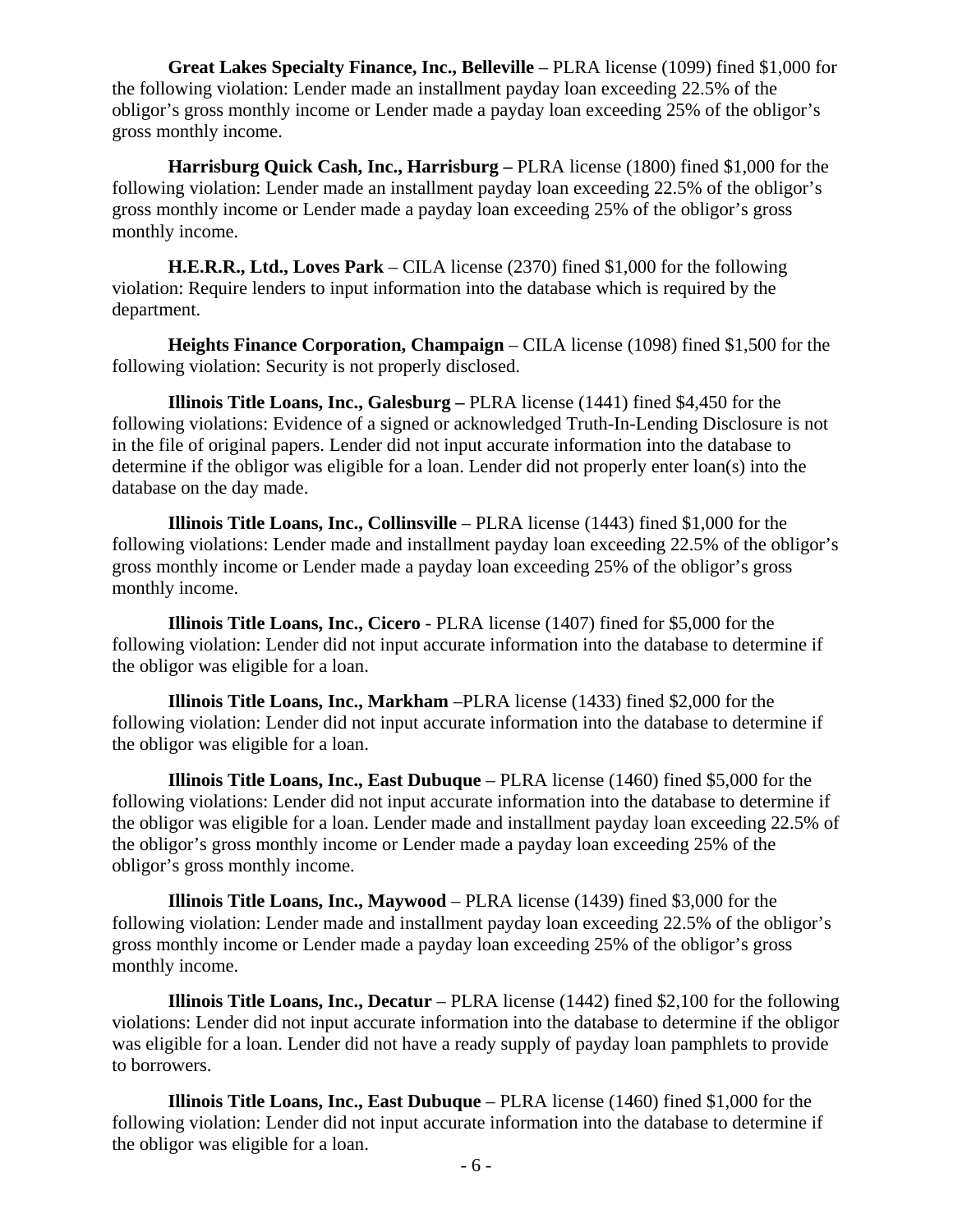**Great Lakes Specialty Finance, Inc., Belleville** – PLRA license (1099) fined $1,000 for the following violation: Lender made an installment payday loan exceeding 22.5% of the obligor's gross monthly income or Lender made a payday loan exceeding 25% of the obligor's gross monthly income.

**Harrisburg Quick Cash, Inc., Harrisburg –** PLRA license (1800) fined $1,000 for the following violation: Lender made an installment payday loan exceeding 22.5% of the obligor's gross monthly income or Lender made a payday loan exceeding 25% of the obligor's gross monthly income.

**H.E.R.R., Ltd., Loves Park** – CILA license (2370) fined $1,000 for the following violation: Require lenders to input information into the database which is required by the department.

**Heights Finance Corporation, Champaign** – CILA license (1098) fined $1,500 for the following violation: Security is not properly disclosed.

**Illinois Title Loans, Inc., Galesburg –** PLRA license (1441) fined $4,450 for the following violations: Evidence of a signed or acknowledged Truth-In-Lending Disclosure is not in the file of original papers. Lender did not input accurate information into the database to determine if the obligor was eligible for a loan. Lender did not properly enter loan(s) into the database on the day made.

**Illinois Title Loans, Inc., Collinsville** – PLRA license (1443) fined $1,000 for the following violations: Lender made and installment payday loan exceeding 22.5% of the obligor's gross monthly income or Lender made a payday loan exceeding 25% of the obligor's gross monthly income.

**Illinois Title Loans, Inc., Cicero** - PLRA license (1407) fined for $5,000 for the following violation: Lender did not input accurate information into the database to determine if the obligor was eligible for a loan.

**Illinois Title Loans, Inc., Markham** –PLRA license (1433) fined $2,000 for the following violation: Lender did not input accurate information into the database to determine if the obligor was eligible for a loan.

**Illinois Title Loans, Inc., East Dubuque** – PLRA license (1460) fined $5,000 for the following violations: Lender did not input accurate information into the database to determine if the obligor was eligible for a loan. Lender made and installment payday loan exceeding 22.5% of the obligor's gross monthly income or Lender made a payday loan exceeding 25% of the obligor's gross monthly income.

**Illinois Title Loans, Inc., Maywood** – PLRA license (1439) fined $3,000 for the following violation: Lender made and installment payday loan exceeding 22.5% of the obligor's gross monthly income or Lender made a payday loan exceeding 25% of the obligor's gross monthly income.

**Illinois Title Loans, Inc., Decatur** – PLRA license (1442) fined $2,100 for the following violations: Lender did not input accurate information into the database to determine if the obligor was eligible for a loan. Lender did not have a ready supply of payday loan pamphlets to provide to borrowers.

**Illinois Title Loans, Inc., East Dubuque** – PLRA license (1460) fined $1,000 for the following violation: Lender did not input accurate information into the database to determine if the obligor was eligible for a loan.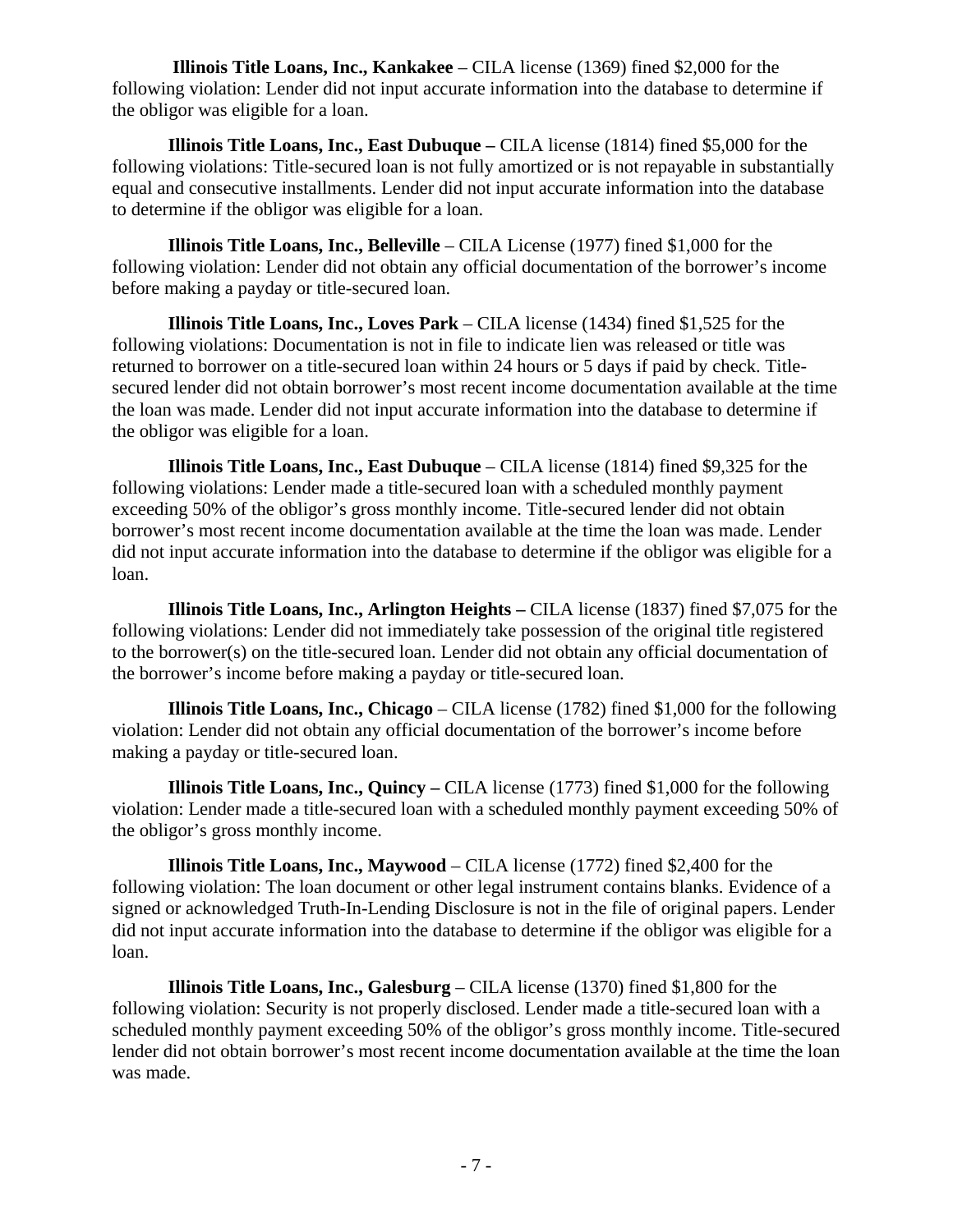**Illinois Title Loans, Inc., Kankakee** – CILA license (1369) fined $2,000 for the following violation: Lender did not input accurate information into the database to determine if the obligor was eligible for a loan.

**Illinois Title Loans, Inc., East Dubuque –** CILA license (1814) fined $5,000 for the following violations: Title-secured loan is not fully amortized or is not repayable in substantially equal and consecutive installments. Lender did not input accurate information into the database to determine if the obligor was eligible for a loan.

**Illinois Title Loans, Inc., Belleville** – CILA License (1977) fined $1,000 for the following violation: Lender did not obtain any official documentation of the borrower's income before making a payday or title-secured loan.

**Illinois Title Loans, Inc., Loves Park** – CILA license (1434) fined $1,525 for the following violations: Documentation is not in file to indicate lien was released or title was returned to borrower on a title-secured loan within 24 hours or 5 days if paid by check. Title-secured lender did not obtain borrower's most recent income documentation available at the time the loan was made. Lender did not input accurate information into the database to determine if the obligor was eligible for a loan.

**Illinois Title Loans, Inc., East Dubuque** – CILA license (1814) fined $9,325 for the following violations: Lender made a title-secured loan with a scheduled monthly payment exceeding 50% of the obligor's gross monthly income. Title-secured lender did not obtain borrower's most recent income documentation available at the time the loan was made. Lender did not input accurate information into the database to determine if the obligor was eligible for a loan.

**Illinois Title Loans, Inc., Arlington Heights –** CILA license (1837) fined $7,075 for the following violations: Lender did not immediately take possession of the original title registered to the borrower(s) on the title-secured loan. Lender did not obtain any official documentation of the borrower's income before making a payday or title-secured loan.

**Illinois Title Loans, Inc., Chicago** – CILA license (1782) fined $1,000 for the following violation: Lender did not obtain any official documentation of the borrower's income before making a payday or title-secured loan.

**Illinois Title Loans, Inc., Quincy –** CILA license (1773) fined $1,000 for the following violation: Lender made a title-secured loan with a scheduled monthly payment exceeding 50% of the obligor's gross monthly income.

**Illinois Title Loans, Inc., Maywood** – CILA license (1772) fined $2,400 for the following violation: The loan document or other legal instrument contains blanks. Evidence of a signed or acknowledged Truth-In-Lending Disclosure is not in the file of original papers. Lender did not input accurate information into the database to determine if the obligor was eligible for a loan.

**Illinois Title Loans, Inc., Galesburg** – CILA license (1370) fined $1,800 for the following violation: Security is not properly disclosed. Lender made a title-secured loan with a scheduled monthly payment exceeding 50% of the obligor's gross monthly income. Title-secured lender did not obtain borrower's most recent income documentation available at the time the loan was made.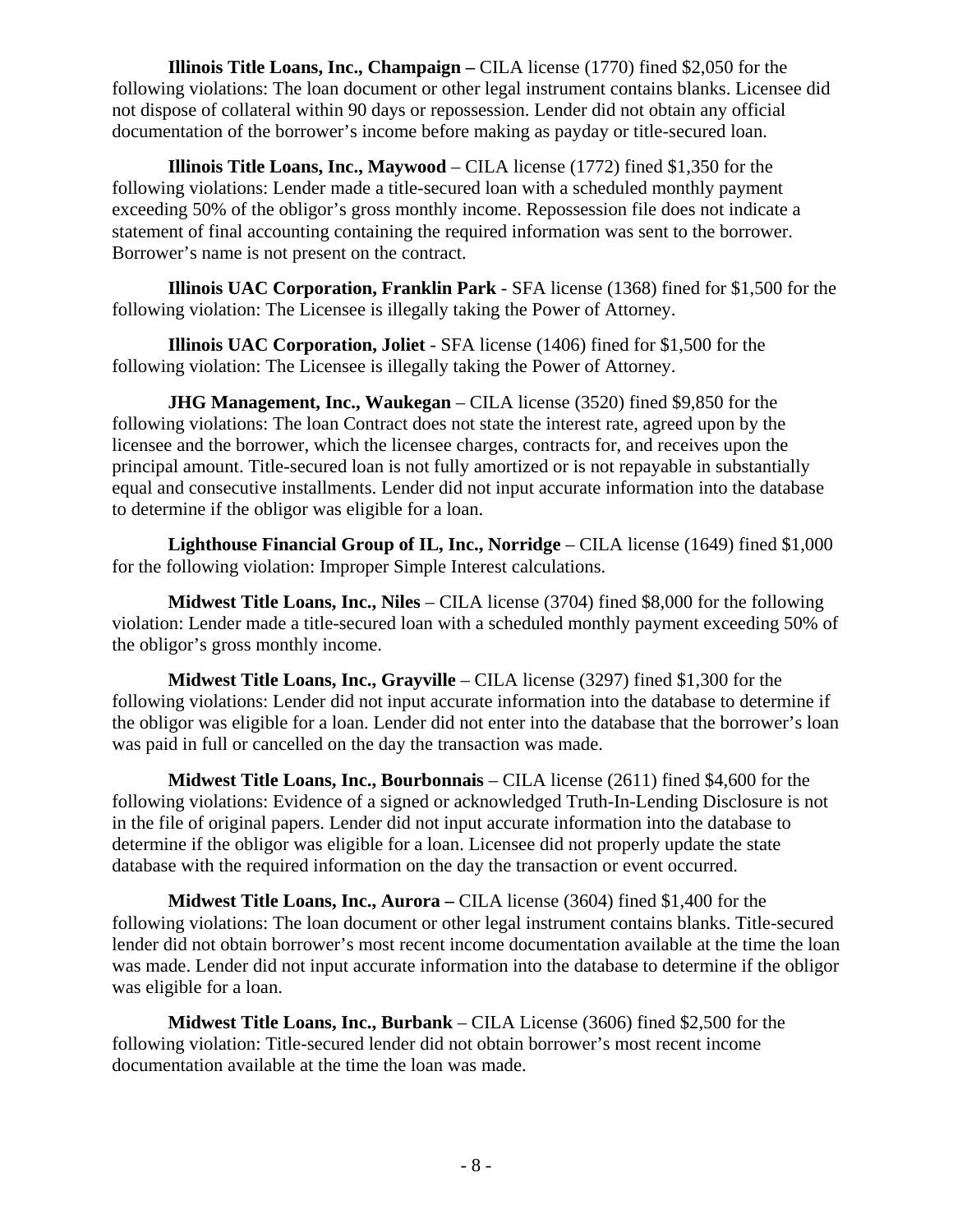**Illinois Title Loans, Inc., Champaign –** CILA license (1770) fined $2,050 for the following violations: The loan document or other legal instrument contains blanks. Licensee did not dispose of collateral within 90 days or repossession. Lender did not obtain any official documentation of the borrower's income before making as payday or title-secured loan.

**Illinois Title Loans, Inc., Maywood** – CILA license (1772) fined $1,350 for the following violations: Lender made a title-secured loan with a scheduled monthly payment exceeding 50% of the obligor's gross monthly income. Repossession file does not indicate a statement of final accounting containing the required information was sent to the borrower. Borrower's name is not present on the contract.

**Illinois UAC Corporation, Franklin Park** - SFA license (1368) fined for $1,500 for the following violation: The Licensee is illegally taking the Power of Attorney.

**Illinois UAC Corporation, Joliet** - SFA license (1406) fined for $1,500 for the following violation: The Licensee is illegally taking the Power of Attorney.

**JHG Management, Inc., Waukegan** – CILA license (3520) fined $9,850 for the following violations: The loan Contract does not state the interest rate, agreed upon by the licensee and the borrower, which the licensee charges, contracts for, and receives upon the principal amount. Title-secured loan is not fully amortized or is not repayable in substantially equal and consecutive installments. Lender did not input accurate information into the database to determine if the obligor was eligible for a loan.

**Lighthouse Financial Group of IL, Inc., Norridge** – CILA license (1649) fined $1,000 for the following violation: Improper Simple Interest calculations.

**Midwest Title Loans, Inc., Niles** – CILA license (3704) fined $8,000 for the following violation: Lender made a title-secured loan with a scheduled monthly payment exceeding 50% of the obligor's gross monthly income.

**Midwest Title Loans, Inc., Grayville** – CILA license (3297) fined $1,300 for the following violations: Lender did not input accurate information into the database to determine if the obligor was eligible for a loan. Lender did not enter into the database that the borrower's loan was paid in full or cancelled on the day the transaction was made.

**Midwest Title Loans, Inc., Bourbonnais** – CILA license (2611) fined $4,600 for the following violations: Evidence of a signed or acknowledged Truth-In-Lending Disclosure is not in the file of original papers. Lender did not input accurate information into the database to determine if the obligor was eligible for a loan. Licensee did not properly update the state database with the required information on the day the transaction or event occurred.

**Midwest Title Loans, Inc., Aurora –** CILA license (3604) fined $1,400 for the following violations: The loan document or other legal instrument contains blanks. Title-secured lender did not obtain borrower's most recent income documentation available at the time the loan was made. Lender did not input accurate information into the database to determine if the obligor was eligible for a loan.

**Midwest Title Loans, Inc., Burbank** – CILA License (3606) fined $2,500 for the following violation: Title-secured lender did not obtain borrower's most recent income documentation available at the time the loan was made.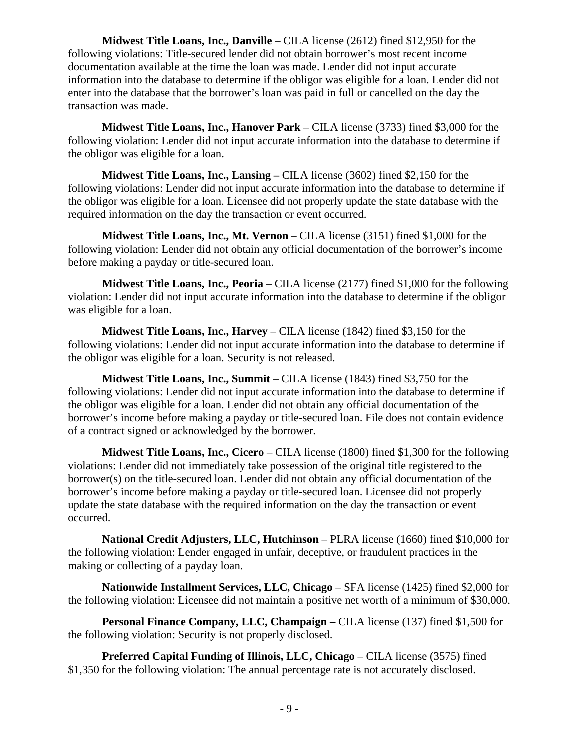**Midwest Title Loans, Inc., Danville** – CILA license (2612) fined $12,950 for the following violations: Title-secured lender did not obtain borrower's most recent income documentation available at the time the loan was made. Lender did not input accurate information into the database to determine if the obligor was eligible for a loan. Lender did not enter into the database that the borrower's loan was paid in full or cancelled on the day the transaction was made.

**Midwest Title Loans, Inc., Hanover Park** – CILA license (3733) fined $3,000 for the following violation: Lender did not input accurate information into the database to determine if the obligor was eligible for a loan.

**Midwest Title Loans, Inc., Lansing –** CILA license (3602) fined $2,150 for the following violations: Lender did not input accurate information into the database to determine if the obligor was eligible for a loan. Licensee did not properly update the state database with the required information on the day the transaction or event occurred.

**Midwest Title Loans, Inc., Mt. Vernon** – CILA license (3151) fined $1,000 for the following violation: Lender did not obtain any official documentation of the borrower's income before making a payday or title-secured loan.

**Midwest Title Loans, Inc., Peoria** – CILA license (2177) fined $1,000 for the following violation: Lender did not input accurate information into the database to determine if the obligor was eligible for a loan.

**Midwest Title Loans, Inc., Harvey** – CILA license (1842) fined $3,150 for the following violations: Lender did not input accurate information into the database to determine if the obligor was eligible for a loan. Security is not released.

**Midwest Title Loans, Inc., Summit** – CILA license (1843) fined $3,750 for the following violations: Lender did not input accurate information into the database to determine if the obligor was eligible for a loan. Lender did not obtain any official documentation of the borrower's income before making a payday or title-secured loan. File does not contain evidence of a contract signed or acknowledged by the borrower.

**Midwest Title Loans, Inc., Cicero** – CILA license (1800) fined $1,300 for the following violations: Lender did not immediately take possession of the original title registered to the borrower(s) on the title-secured loan. Lender did not obtain any official documentation of the borrower's income before making a payday or title-secured loan. Licensee did not properly update the state database with the required information on the day the transaction or event occurred.

**National Credit Adjusters, LLC, Hutchinson** – PLRA license (1660) fined $10,000 for the following violation: Lender engaged in unfair, deceptive, or fraudulent practices in the making or collecting of a payday loan.

**Nationwide Installment Services, LLC, Chicago** – SFA license (1425) fined $2,000 for the following violation: Licensee did not maintain a positive net worth of a minimum of $30,000.

**Personal Finance Company, LLC, Champaign –** CILA license (137) fined $1,500 for the following violation: Security is not properly disclosed.

**Preferred Capital Funding of Illinois, LLC, Chicago** – CILA license (3575) fined $1,350 for the following violation: The annual percentage rate is not accurately disclosed.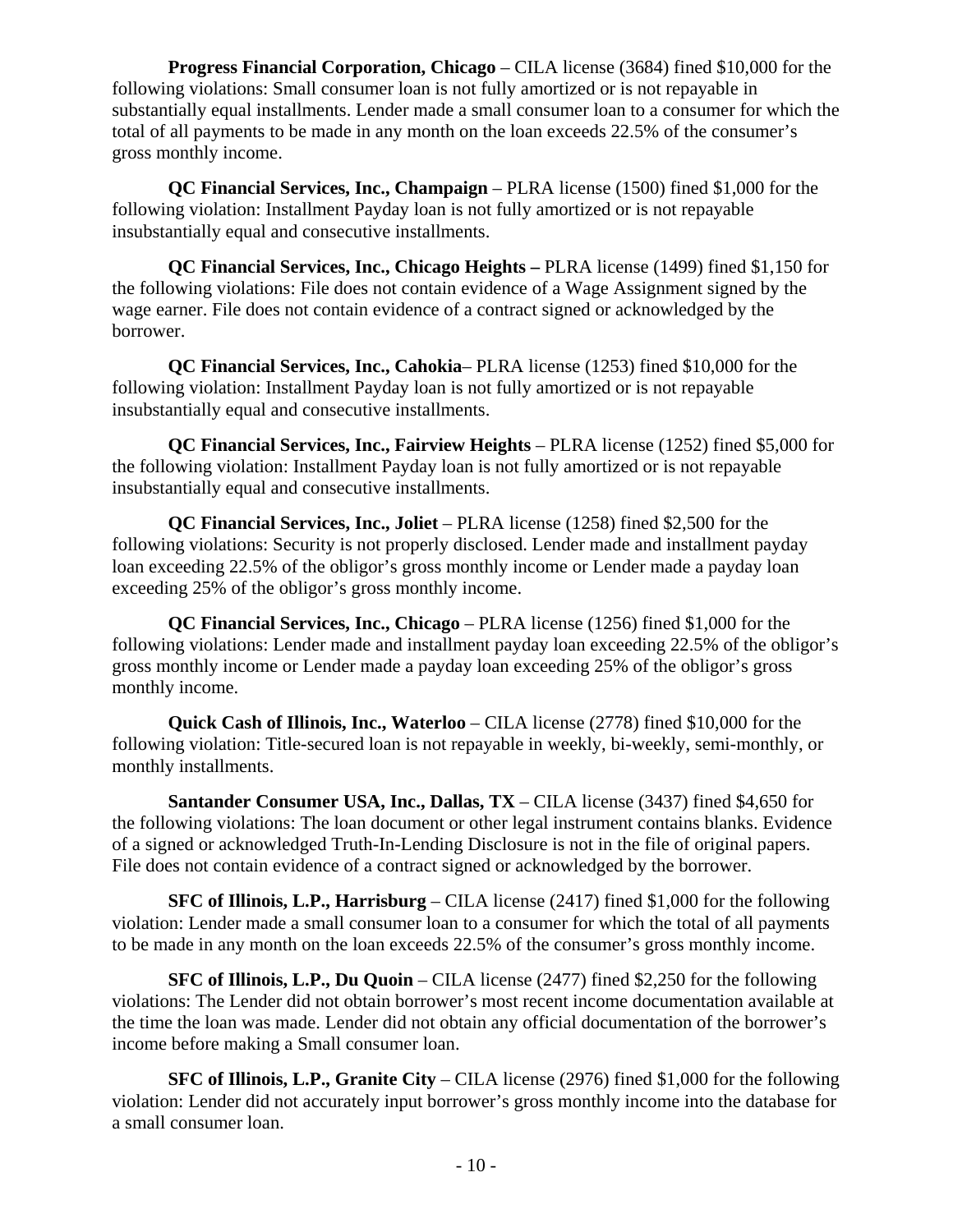**Progress Financial Corporation, Chicago** – CILA license (3684) fined $10,000 for the following violations: Small consumer loan is not fully amortized or is not repayable in substantially equal installments. Lender made a small consumer loan to a consumer for which the total of all payments to be made in any month on the loan exceeds 22.5% of the consumer's gross monthly income.

**QC Financial Services, Inc., Champaign** – PLRA license (1500) fined $1,000 for the following violation: Installment Payday loan is not fully amortized or is not repayable insubstantially equal and consecutive installments.

**QC Financial Services, Inc., Chicago Heights –** PLRA license (1499) fined $1,150 for the following violations: File does not contain evidence of a Wage Assignment signed by the wage earner. File does not contain evidence of a contract signed or acknowledged by the borrower.

**QC Financial Services, Inc., Cahokia**– PLRA license (1253) fined $10,000 for the following violation: Installment Payday loan is not fully amortized or is not repayable insubstantially equal and consecutive installments.

**QC Financial Services, Inc., Fairview Heights** – PLRA license (1252) fined $5,000 for the following violation: Installment Payday loan is not fully amortized or is not repayable insubstantially equal and consecutive installments.

**QC Financial Services, Inc., Joliet** – PLRA license (1258) fined $2,500 for the following violations: Security is not properly disclosed. Lender made and installment payday loan exceeding 22.5% of the obligor's gross monthly income or Lender made a payday loan exceeding 25% of the obligor's gross monthly income.

**QC Financial Services, Inc., Chicago** – PLRA license (1256) fined $1,000 for the following violations: Lender made and installment payday loan exceeding 22.5% of the obligor's gross monthly income or Lender made a payday loan exceeding 25% of the obligor's gross monthly income.

**Quick Cash of Illinois, Inc., Waterloo** – CILA license (2778) fined $10,000 for the following violation: Title-secured loan is not repayable in weekly, bi-weekly, semi-monthly, or monthly installments.

**Santander Consumer USA, Inc., Dallas, TX** – CILA license (3437) fined $4,650 for the following violations: The loan document or other legal instrument contains blanks. Evidence of a signed or acknowledged Truth-In-Lending Disclosure is not in the file of original papers. File does not contain evidence of a contract signed or acknowledged by the borrower.

**SFC of Illinois, L.P., Harrisburg** – CILA license (2417) fined $1,000 for the following violation: Lender made a small consumer loan to a consumer for which the total of all payments to be made in any month on the loan exceeds 22.5% of the consumer's gross monthly income.

**SFC of Illinois, L.P., Du Quoin** – CILA license (2477) fined $2,250 for the following violations: The Lender did not obtain borrower's most recent income documentation available at the time the loan was made. Lender did not obtain any official documentation of the borrower's income before making a Small consumer loan.

**SFC of Illinois, L.P., Granite City** – CILA license (2976) fined $1,000 for the following violation: Lender did not accurately input borrower's gross monthly income into the database for a small consumer loan.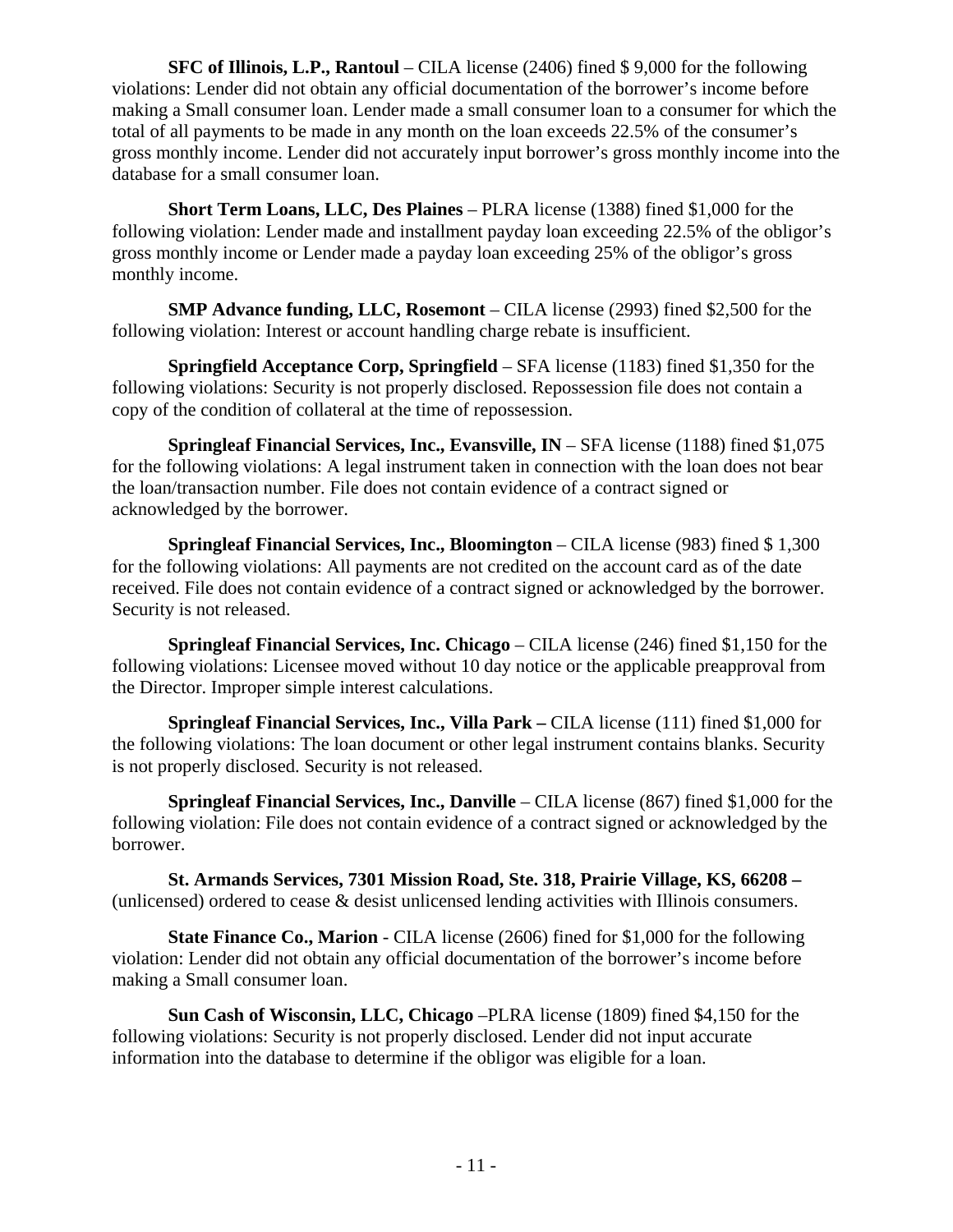**SFC of Illinois, L.P., Rantoul** – CILA license (2406) fined $ 9,000 for the following violations: Lender did not obtain any official documentation of the borrower's income before making a Small consumer loan. Lender made a small consumer loan to a consumer for which the total of all payments to be made in any month on the loan exceeds 22.5% of the consumer's gross monthly income. Lender did not accurately input borrower's gross monthly income into the database for a small consumer loan.

**Short Term Loans, LLC, Des Plaines** – PLRA license (1388) fined $1,000 for the following violation: Lender made and installment payday loan exceeding 22.5% of the obligor's gross monthly income or Lender made a payday loan exceeding 25% of the obligor's gross monthly income.

**SMP Advance funding, LLC, Rosemont** – CILA license (2993) fined $2,500 for the following violation: Interest or account handling charge rebate is insufficient.

**Springfield Acceptance Corp, Springfield** – SFA license (1183) fined $1,350 for the following violations: Security is not properly disclosed. Repossession file does not contain a copy of the condition of collateral at the time of repossession.

**Springleaf Financial Services, Inc., Evansville, IN** – SFA license (1188) fined $1,075 for the following violations: A legal instrument taken in connection with the loan does not bear the loan/transaction number. File does not contain evidence of a contract signed or acknowledged by the borrower.

**Springleaf Financial Services, Inc., Bloomington** – CILA license (983) fined $ 1,300 for the following violations: All payments are not credited on the account card as of the date received. File does not contain evidence of a contract signed or acknowledged by the borrower. Security is not released.

**Springleaf Financial Services, Inc. Chicago** – CILA license (246) fined $1,150 for the following violations: Licensee moved without 10 day notice or the applicable preapproval from the Director. Improper simple interest calculations.

**Springleaf Financial Services, Inc., Villa Park –** CILA license (111) fined $1,000 for the following violations: The loan document or other legal instrument contains blanks. Security is not properly disclosed. Security is not released.

**Springleaf Financial Services, Inc., Danville** – CILA license (867) fined $1,000 for the following violation: File does not contain evidence of a contract signed or acknowledged by the borrower.

**St. Armands Services, 7301 Mission Road, Ste. 318, Prairie Village, KS, 66208 –** (unlicensed) ordered to cease & desist unlicensed lending activities with Illinois consumers.

**State Finance Co., Marion** - CILA license (2606) fined for $1,000 for the following violation: Lender did not obtain any official documentation of the borrower's income before making a Small consumer loan.

**Sun Cash of Wisconsin, LLC, Chicago** –PLRA license (1809) fined $4,150 for the following violations: Security is not properly disclosed. Lender did not input accurate information into the database to determine if the obligor was eligible for a loan.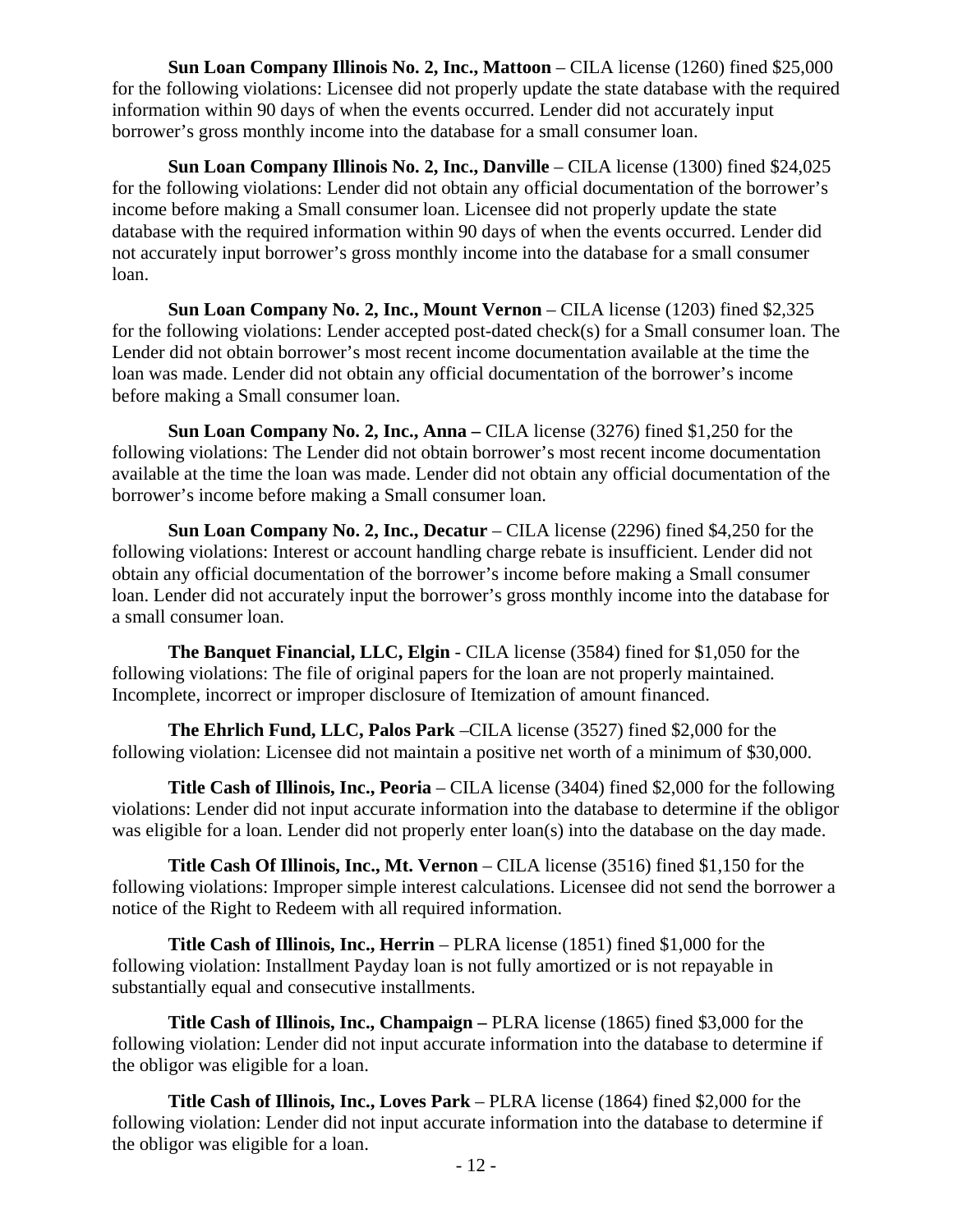**Sun Loan Company Illinois No. 2, Inc., Mattoon** – CILA license (1260) fined $25,000 for the following violations: Licensee did not properly update the state database with the required information within 90 days of when the events occurred. Lender did not accurately input borrower's gross monthly income into the database for a small consumer loan.

**Sun Loan Company Illinois No. 2, Inc., Danville** – CILA license (1300) fined $24,025 for the following violations: Lender did not obtain any official documentation of the borrower's income before making a Small consumer loan. Licensee did not properly update the state database with the required information within 90 days of when the events occurred. Lender did not accurately input borrower's gross monthly income into the database for a small consumer loan.

**Sun Loan Company No. 2, Inc., Mount Vernon** – CILA license (1203) fined $2,325 for the following violations: Lender accepted post-dated check(s) for a Small consumer loan. The Lender did not obtain borrower's most recent income documentation available at the time the loan was made. Lender did not obtain any official documentation of the borrower's income before making a Small consumer loan.

**Sun Loan Company No. 2, Inc., Anna –** CILA license (3276) fined $1,250 for the following violations: The Lender did not obtain borrower's most recent income documentation available at the time the loan was made. Lender did not obtain any official documentation of the borrower's income before making a Small consumer loan.

**Sun Loan Company No. 2, Inc., Decatur** – CILA license (2296) fined $4,250 for the following violations: Interest or account handling charge rebate is insufficient. Lender did not obtain any official documentation of the borrower's income before making a Small consumer loan. Lender did not accurately input the borrower's gross monthly income into the database for a small consumer loan.

**The Banquet Financial, LLC, Elgin** - CILA license (3584) fined for $1,050 for the following violations: The file of original papers for the loan are not properly maintained. Incomplete, incorrect or improper disclosure of Itemization of amount financed.

**The Ehrlich Fund, LLC, Palos Park** –CILA license (3527) fined $2,000 for the following violation: Licensee did not maintain a positive net worth of a minimum of $30,000.

**Title Cash of Illinois, Inc., Peoria** – CILA license (3404) fined $2,000 for the following violations: Lender did not input accurate information into the database to determine if the obligor was eligible for a loan. Lender did not properly enter loan(s) into the database on the day made.

**Title Cash Of Illinois, Inc., Mt. Vernon** – CILA license (3516) fined $1,150 for the following violations: Improper simple interest calculations. Licensee did not send the borrower a notice of the Right to Redeem with all required information.

**Title Cash of Illinois, Inc., Herrin** – PLRA license (1851) fined $1,000 for the following violation: Installment Payday loan is not fully amortized or is not repayable in substantially equal and consecutive installments.

**Title Cash of Illinois, Inc., Champaign –** PLRA license (1865) fined $3,000 for the following violation: Lender did not input accurate information into the database to determine if the obligor was eligible for a loan.

**Title Cash of Illinois, Inc., Loves Park** – PLRA license (1864) fined $2,000 for the following violation: Lender did not input accurate information into the database to determine if the obligor was eligible for a loan.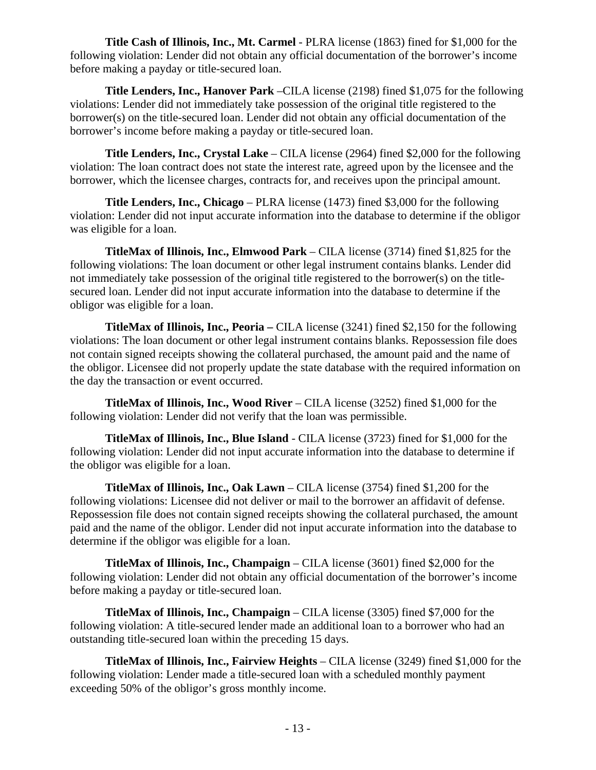**Title Cash of Illinois, Inc., Mt. Carmel** - PLRA license (1863) fined for $1,000 for the following violation: Lender did not obtain any official documentation of the borrower's income before making a payday or title-secured loan.

**Title Lenders, Inc., Hanover Park** –CILA license (2198) fined $1,075 for the following violations: Lender did not immediately take possession of the original title registered to the borrower(s) on the title-secured loan. Lender did not obtain any official documentation of the borrower's income before making a payday or title-secured loan.

**Title Lenders, Inc., Crystal Lake** – CILA license (2964) fined $2,000 for the following violation: The loan contract does not state the interest rate, agreed upon by the licensee and the borrower, which the licensee charges, contracts for, and receives upon the principal amount.

**Title Lenders, Inc., Chicago** – PLRA license (1473) fined $3,000 for the following violation: Lender did not input accurate information into the database to determine if the obligor was eligible for a loan.

**TitleMax of Illinois, Inc., Elmwood Park** – CILA license (3714) fined $1,825 for the following violations: The loan document or other legal instrument contains blanks. Lender did not immediately take possession of the original title registered to the borrower(s) on the title-secured loan. Lender did not input accurate information into the database to determine if the obligor was eligible for a loan.

**TitleMax of Illinois, Inc., Peoria –** CILA license (3241) fined $2,150 for the following violations: The loan document or other legal instrument contains blanks. Repossession file does not contain signed receipts showing the collateral purchased, the amount paid and the name of the obligor. Licensee did not properly update the state database with the required information on the day the transaction or event occurred.

**TitleMax of Illinois, Inc., Wood River** – CILA license (3252) fined $1,000 for the following violation: Lender did not verify that the loan was permissible.

**TitleMax of Illinois, Inc., Blue Island** - CILA license (3723) fined for $1,000 for the following violation: Lender did not input accurate information into the database to determine if the obligor was eligible for a loan.

**TitleMax of Illinois, Inc., Oak Lawn** – CILA license (3754) fined $1,200 for the following violations: Licensee did not deliver or mail to the borrower an affidavit of defense. Repossession file does not contain signed receipts showing the collateral purchased, the amount paid and the name of the obligor. Lender did not input accurate information into the database to determine if the obligor was eligible for a loan.

**TitleMax of Illinois, Inc., Champaign** – CILA license (3601) fined $2,000 for the following violation: Lender did not obtain any official documentation of the borrower's income before making a payday or title-secured loan.

**TitleMax of Illinois, Inc., Champaign** – CILA license (3305) fined $7,000 for the following violation: A title-secured lender made an additional loan to a borrower who had an outstanding title-secured loan within the preceding 15 days.

**TitleMax of Illinois, Inc., Fairview Heights** – CILA license (3249) fined $1,000 for the following violation: Lender made a title-secured loan with a scheduled monthly payment exceeding 50% of the obligor's gross monthly income.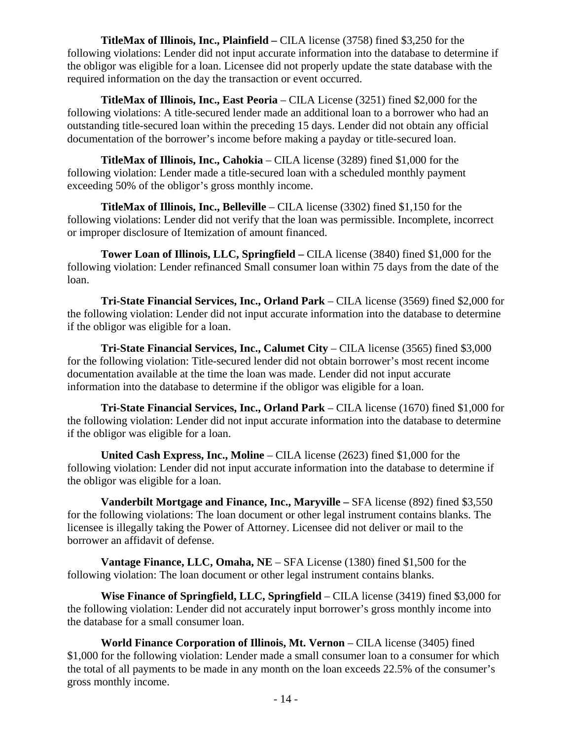**TitleMax of Illinois, Inc., Plainfield –** CILA license (3758) fined $3,250 for the following violations: Lender did not input accurate information into the database to determine if the obligor was eligible for a loan. Licensee did not properly update the state database with the required information on the day the transaction or event occurred.

**TitleMax of Illinois, Inc., East Peoria** – CILA License (3251) fined $2,000 for the following violations: A title-secured lender made an additional loan to a borrower who had an outstanding title-secured loan within the preceding 15 days. Lender did not obtain any official documentation of the borrower's income before making a payday or title-secured loan.

**TitleMax of Illinois, Inc., Cahokia** – CILA license (3289) fined $1,000 for the following violation: Lender made a title-secured loan with a scheduled monthly payment exceeding 50% of the obligor's gross monthly income.

**TitleMax of Illinois, Inc., Belleville** – CILA license (3302) fined $1,150 for the following violations: Lender did not verify that the loan was permissible. Incomplete, incorrect or improper disclosure of Itemization of amount financed.

**Tower Loan of Illinois, LLC, Springfield –** CILA license (3840) fined $1,000 for the following violation: Lender refinanced Small consumer loan within 75 days from the date of the loan.

**Tri-State Financial Services, Inc., Orland Park** – CILA license (3569) fined $2,000 for the following violation: Lender did not input accurate information into the database to determine if the obligor was eligible for a loan.

**Tri-State Financial Services, Inc., Calumet City** – CILA license (3565) fined $3,000 for the following violation: Title-secured lender did not obtain borrower's most recent income documentation available at the time the loan was made. Lender did not input accurate information into the database to determine if the obligor was eligible for a loan.

**Tri-State Financial Services, Inc., Orland Park** – CILA license (1670) fined $1,000 for the following violation: Lender did not input accurate information into the database to determine if the obligor was eligible for a loan.

**United Cash Express, Inc., Moline** – CILA license (2623) fined $1,000 for the following violation: Lender did not input accurate information into the database to determine if the obligor was eligible for a loan.

**Vanderbilt Mortgage and Finance, Inc., Maryville –** SFA license (892) fined $3,550 for the following violations: The loan document or other legal instrument contains blanks. The licensee is illegally taking the Power of Attorney. Licensee did not deliver or mail to the borrower an affidavit of defense.

**Vantage Finance, LLC, Omaha, NE** – SFA License (1380) fined $1,500 for the following violation: The loan document or other legal instrument contains blanks.

**Wise Finance of Springfield, LLC, Springfield** – CILA license (3419) fined $3,000 for the following violation: Lender did not accurately input borrower's gross monthly income into the database for a small consumer loan.

**World Finance Corporation of Illinois, Mt. Vernon** – CILA license (3405) fined $1,000 for the following violation: Lender made a small consumer loan to a consumer for which the total of all payments to be made in any month on the loan exceeds 22.5% of the consumer's gross monthly income.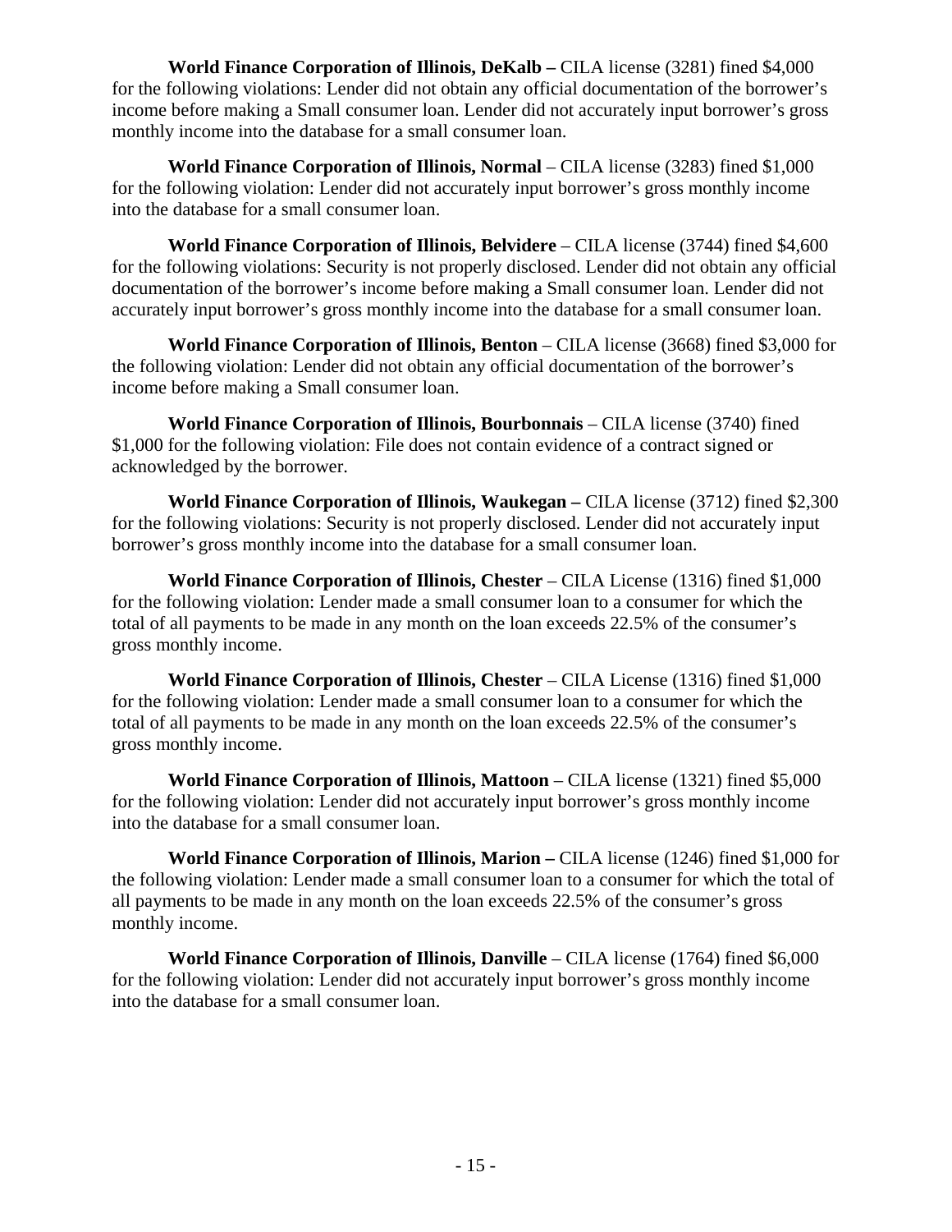**World Finance Corporation of Illinois, DeKalb –** CILA license (3281) fined $4,000 for the following violations: Lender did not obtain any official documentation of the borrower's income before making a Small consumer loan. Lender did not accurately input borrower's gross monthly income into the database for a small consumer loan.

**World Finance Corporation of Illinois, Normal** – CILA license (3283) fined $1,000 for the following violation: Lender did not accurately input borrower's gross monthly income into the database for a small consumer loan.

**World Finance Corporation of Illinois, Belvidere** – CILA license (3744) fined $4,600 for the following violations: Security is not properly disclosed. Lender did not obtain any official documentation of the borrower's income before making a Small consumer loan. Lender did not accurately input borrower's gross monthly income into the database for a small consumer loan.

**World Finance Corporation of Illinois, Benton** – CILA license (3668) fined $3,000 for the following violation: Lender did not obtain any official documentation of the borrower's income before making a Small consumer loan.

**World Finance Corporation of Illinois, Bourbonnais** – CILA license (3740) fined $1,000 for the following violation: File does not contain evidence of a contract signed or acknowledged by the borrower.

**World Finance Corporation of Illinois, Waukegan –** CILA license (3712) fined $2,300 for the following violations: Security is not properly disclosed. Lender did not accurately input borrower's gross monthly income into the database for a small consumer loan.

**World Finance Corporation of Illinois, Chester** – CILA License (1316) fined $1,000 for the following violation: Lender made a small consumer loan to a consumer for which the total of all payments to be made in any month on the loan exceeds 22.5% of the consumer's gross monthly income.

**World Finance Corporation of Illinois, Chester** – CILA License (1316) fined $1,000 for the following violation: Lender made a small consumer loan to a consumer for which the total of all payments to be made in any month on the loan exceeds 22.5% of the consumer's gross monthly income.

**World Finance Corporation of Illinois, Mattoon** – CILA license (1321) fined $5,000 for the following violation: Lender did not accurately input borrower's gross monthly income into the database for a small consumer loan.

**World Finance Corporation of Illinois, Marion –** CILA license (1246) fined $1,000 for the following violation: Lender made a small consumer loan to a consumer for which the total of all payments to be made in any month on the loan exceeds 22.5% of the consumer's gross monthly income.

**World Finance Corporation of Illinois, Danville** – CILA license (1764) fined $6,000 for the following violation: Lender did not accurately input borrower's gross monthly income into the database for a small consumer loan.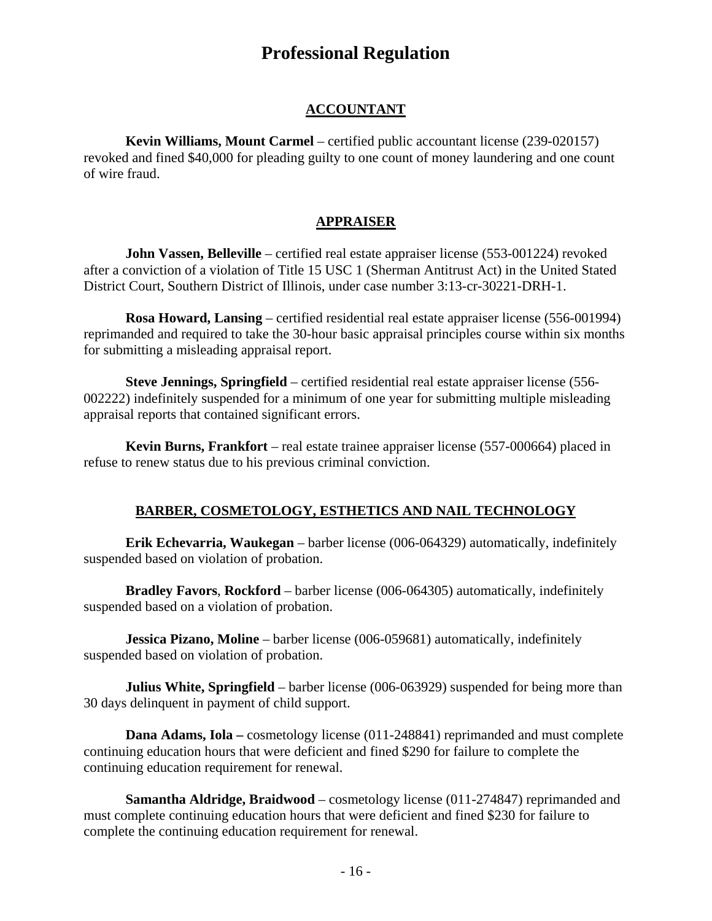# Professional Regulation

## ACCOUNTANT

**Kevin Williams, Mount Carmel** – certified public accountant license (239-020157) revoked and fined $40,000 for pleading guilty to one count of money laundering and one count of wire fraud.

## APPRAISER

**John Vassen, Belleville** – certified real estate appraiser license (553-001224) revoked after a conviction of a violation of Title 15 USC 1 (Sherman Antitrust Act) in the United Stated District Court, Southern District of Illinois, under case number 3:13-cr-30221-DRH-1.

**Rosa Howard, Lansing** – certified residential real estate appraiser license (556-001994) reprimanded and required to take the 30-hour basic appraisal principles course within six months for submitting a misleading appraisal report.

**Steve Jennings, Springfield** – certified residential real estate appraiser license (556-002222) indefinitely suspended for a minimum of one year for submitting multiple misleading appraisal reports that contained significant errors.

**Kevin Burns, Frankfort** – real estate trainee appraiser license (557-000664) placed in refuse to renew status due to his previous criminal conviction.

## BARBER, COSMETOLOGY, ESTHETICS AND NAIL TECHNOLOGY

**Erik Echevarria, Waukegan** – barber license (006-064329) automatically, indefinitely suspended based on violation of probation.

**Bradley Favors**, **Rockford** – barber license (006-064305) automatically, indefinitely suspended based on a violation of probation.

**Jessica Pizano, Moline** – barber license (006-059681) automatically, indefinitely suspended based on violation of probation.

**Julius White, Springfield** – barber license (006-063929) suspended for being more than 30 days delinquent in payment of child support.

**Dana Adams, Iola –** cosmetology license (011-248841) reprimanded and must complete continuing education hours that were deficient and fined $290 for failure to complete the continuing education requirement for renewal.

**Samantha Aldridge, Braidwood** – cosmetology license (011-274847) reprimanded and must complete continuing education hours that were deficient and fined $230 for failure to complete the continuing education requirement for renewal.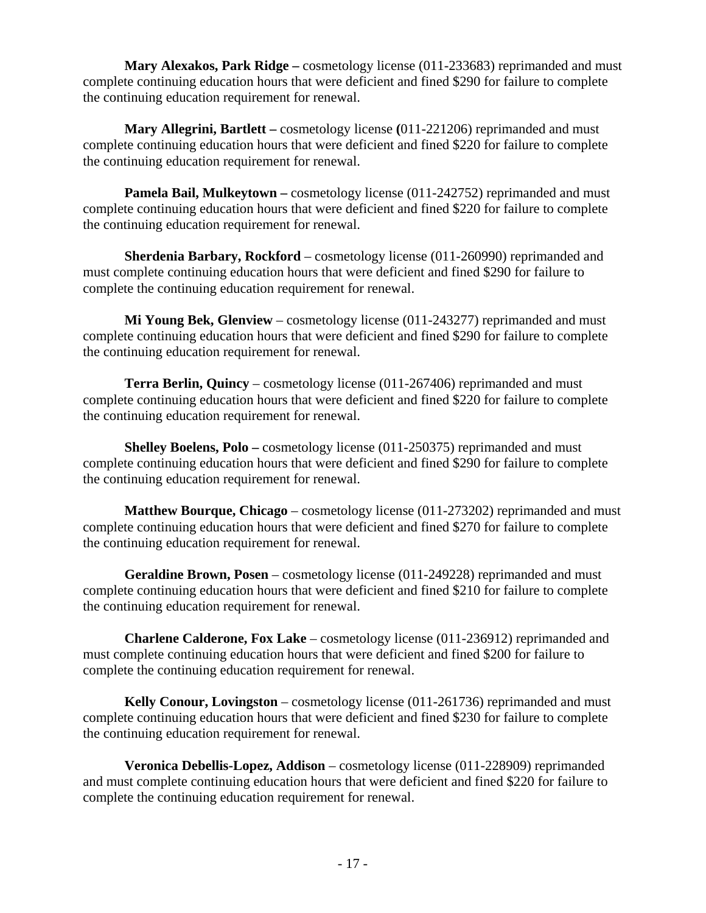**Mary Alexakos, Park Ridge –** cosmetology license (011-233683) reprimanded and must complete continuing education hours that were deficient and fined $290 for failure to complete the continuing education requirement for renewal.

**Mary Allegrini, Bartlett –** cosmetology license **(**011-221206) reprimanded and must complete continuing education hours that were deficient and fined $220 for failure to complete the continuing education requirement for renewal.

**Pamela Bail, Mulkeytown –** cosmetology license (011-242752) reprimanded and must complete continuing education hours that were deficient and fined $220 for failure to complete the continuing education requirement for renewal.

**Sherdenia Barbary, Rockford** – cosmetology license (011-260990) reprimanded and must complete continuing education hours that were deficient and fined $290 for failure to complete the continuing education requirement for renewal.

**Mi Young Bek, Glenview** – cosmetology license (011-243277) reprimanded and must complete continuing education hours that were deficient and fined $290 for failure to complete the continuing education requirement for renewal.

**Terra Berlin, Quincy** – cosmetology license (011-267406) reprimanded and must complete continuing education hours that were deficient and fined $220 for failure to complete the continuing education requirement for renewal.

**Shelley Boelens, Polo –** cosmetology license (011-250375) reprimanded and must complete continuing education hours that were deficient and fined $290 for failure to complete the continuing education requirement for renewal.

**Matthew Bourque, Chicago** – cosmetology license (011-273202) reprimanded and must complete continuing education hours that were deficient and fined $270 for failure to complete the continuing education requirement for renewal.

**Geraldine Brown, Posen** – cosmetology license (011-249228) reprimanded and must complete continuing education hours that were deficient and fined $210 for failure to complete the continuing education requirement for renewal.

**Charlene Calderone, Fox Lake** – cosmetology license (011-236912) reprimanded and must complete continuing education hours that were deficient and fined $200 for failure to complete the continuing education requirement for renewal.

**Kelly Conour, Lovingston** – cosmetology license (011-261736) reprimanded and must complete continuing education hours that were deficient and fined $230 for failure to complete the continuing education requirement for renewal.

**Veronica Debellis-Lopez, Addison** – cosmetology license (011-228909) reprimanded and must complete continuing education hours that were deficient and fined $220 for failure to complete the continuing education requirement for renewal.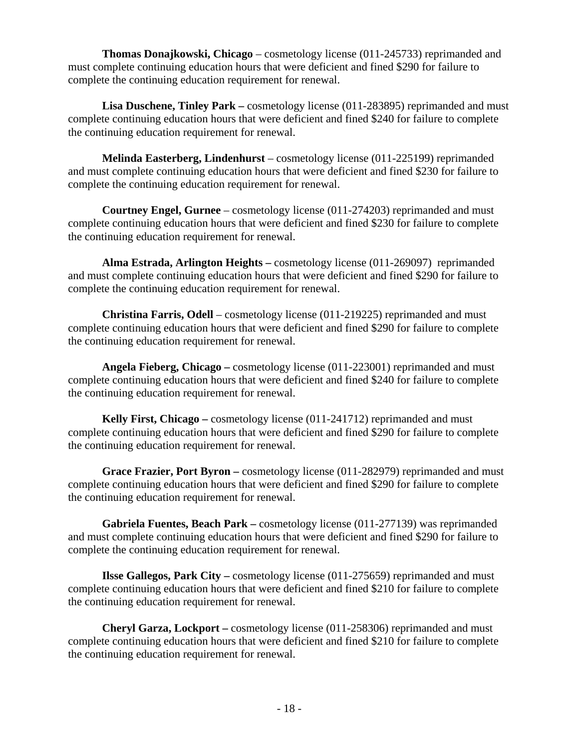**Thomas Donajkowski, Chicago** – cosmetology license (011-245733) reprimanded and must complete continuing education hours that were deficient and fined $290 for failure to complete the continuing education requirement for renewal.

**Lisa Duschene, Tinley Park –** cosmetology license (011-283895) reprimanded and must complete continuing education hours that were deficient and fined $240 for failure to complete the continuing education requirement for renewal.

**Melinda Easterberg, Lindenhurst** – cosmetology license (011-225199) reprimanded and must complete continuing education hours that were deficient and fined $230 for failure to complete the continuing education requirement for renewal.

**Courtney Engel, Gurnee** – cosmetology license (011-274203) reprimanded and must complete continuing education hours that were deficient and fined $230 for failure to complete the continuing education requirement for renewal.

**Alma Estrada, Arlington Heights –** cosmetology license (011-269097) reprimanded and must complete continuing education hours that were deficient and fined $290 for failure to complete the continuing education requirement for renewal.

**Christina Farris, Odell** – cosmetology license (011-219225) reprimanded and must complete continuing education hours that were deficient and fined $290 for failure to complete the continuing education requirement for renewal.

**Angela Fieberg, Chicago –** cosmetology license (011-223001) reprimanded and must complete continuing education hours that were deficient and fined $240 for failure to complete the continuing education requirement for renewal.

**Kelly First, Chicago –** cosmetology license (011-241712) reprimanded and must complete continuing education hours that were deficient and fined $290 for failure to complete the continuing education requirement for renewal.

**Grace Frazier, Port Byron –** cosmetology license (011-282979) reprimanded and must complete continuing education hours that were deficient and fined $290 for failure to complete the continuing education requirement for renewal.

**Gabriela Fuentes, Beach Park –** cosmetology license (011-277139) was reprimanded and must complete continuing education hours that were deficient and fined $290 for failure to complete the continuing education requirement for renewal.

**Ilsse Gallegos, Park City –** cosmetology license (011-275659) reprimanded and must complete continuing education hours that were deficient and fined $210 for failure to complete the continuing education requirement for renewal.

**Cheryl Garza, Lockport –** cosmetology license (011-258306) reprimanded and must complete continuing education hours that were deficient and fined $210 for failure to complete the continuing education requirement for renewal.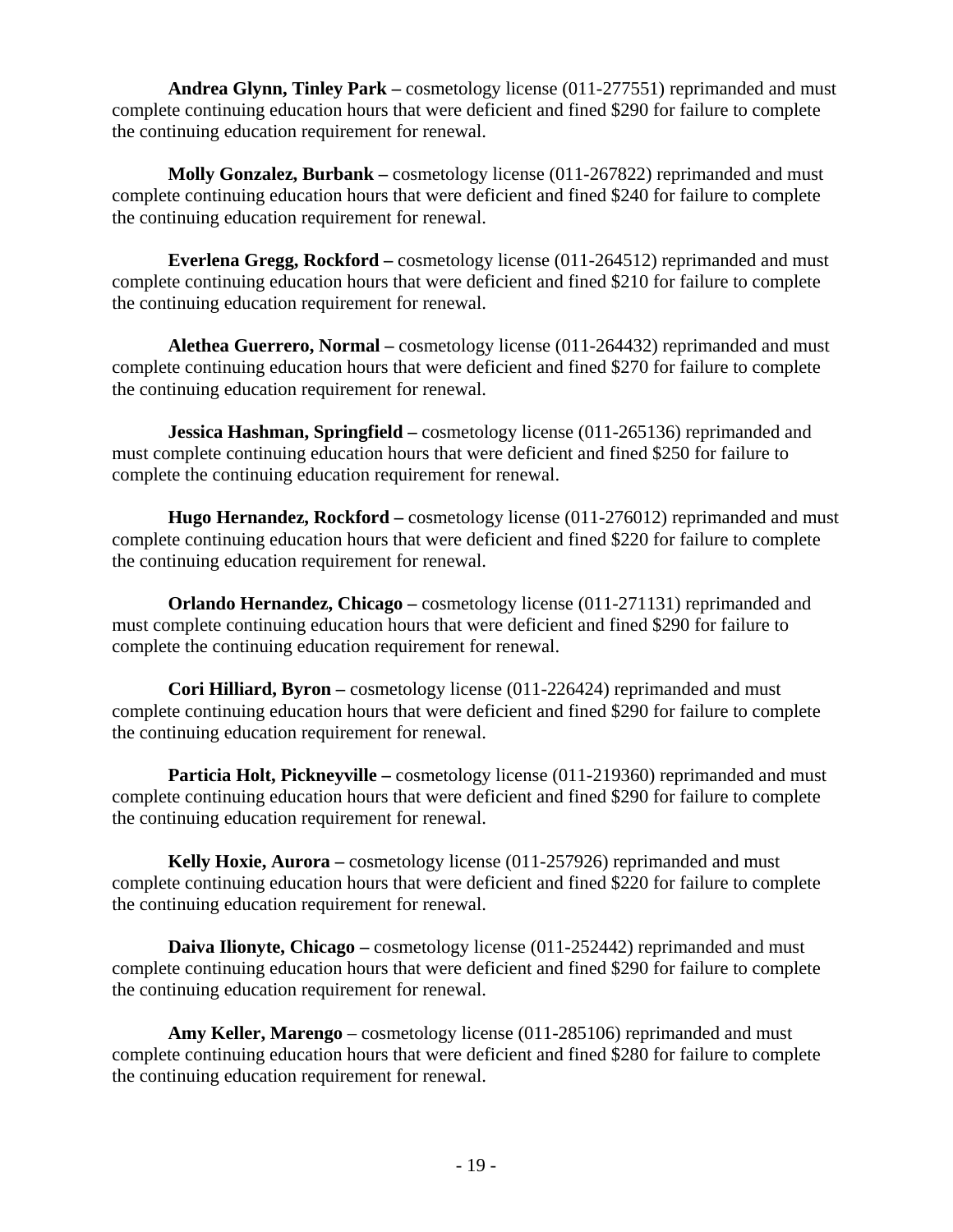**Andrea Glynn, Tinley Park –** cosmetology license (011-277551) reprimanded and must complete continuing education hours that were deficient and fined $290 for failure to complete the continuing education requirement for renewal.

**Molly Gonzalez, Burbank –** cosmetology license (011-267822) reprimanded and must complete continuing education hours that were deficient and fined $240 for failure to complete the continuing education requirement for renewal.

**Everlena Gregg, Rockford –** cosmetology license (011-264512) reprimanded and must complete continuing education hours that were deficient and fined $210 for failure to complete the continuing education requirement for renewal.

**Alethea Guerrero, Normal –** cosmetology license (011-264432) reprimanded and must complete continuing education hours that were deficient and fined $270 for failure to complete the continuing education requirement for renewal.

**Jessica Hashman, Springfield –** cosmetology license (011-265136) reprimanded and must complete continuing education hours that were deficient and fined $250 for failure to complete the continuing education requirement for renewal.

**Hugo Hernandez, Rockford –** cosmetology license (011-276012) reprimanded and must complete continuing education hours that were deficient and fined $220 for failure to complete the continuing education requirement for renewal.

**Orlando Hernandez, Chicago –** cosmetology license (011-271131) reprimanded and must complete continuing education hours that were deficient and fined $290 for failure to complete the continuing education requirement for renewal.

**Cori Hilliard, Byron –** cosmetology license (011-226424) reprimanded and must complete continuing education hours that were deficient and fined $290 for failure to complete the continuing education requirement for renewal.

**Particia Holt, Pickneyville –** cosmetology license (011-219360) reprimanded and must complete continuing education hours that were deficient and fined $290 for failure to complete the continuing education requirement for renewal.

**Kelly Hoxie, Aurora –** cosmetology license (011-257926) reprimanded and must complete continuing education hours that were deficient and fined $220 for failure to complete the continuing education requirement for renewal.

**Daiva Ilionyte, Chicago –** cosmetology license (011-252442) reprimanded and must complete continuing education hours that were deficient and fined $290 for failure to complete the continuing education requirement for renewal.

**Amy Keller, Marengo** – cosmetology license (011-285106) reprimanded and must complete continuing education hours that were deficient and fined $280 for failure to complete the continuing education requirement for renewal.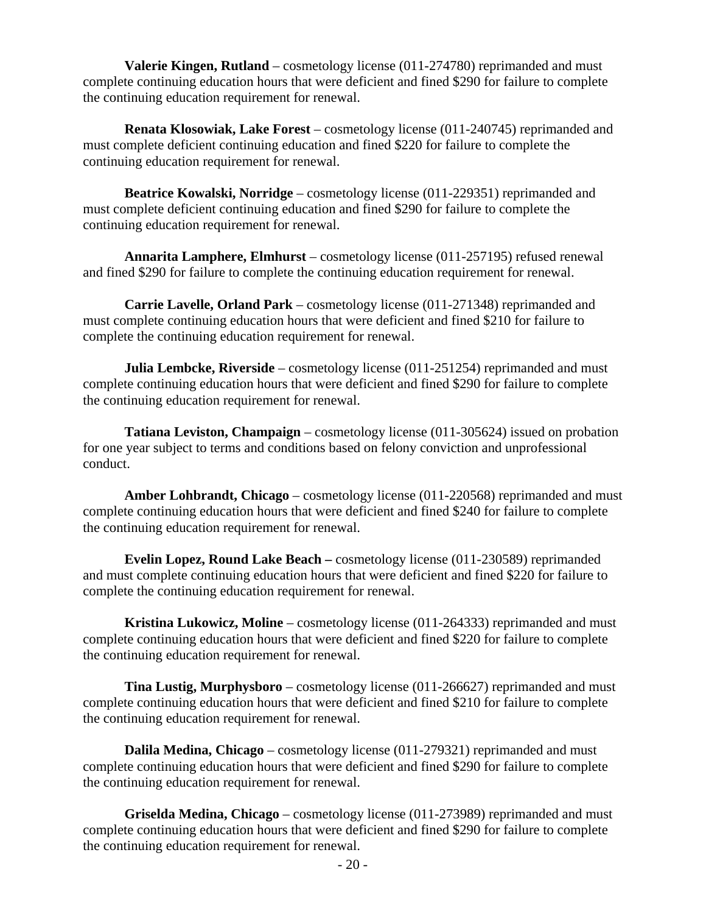**Valerie Kingen, Rutland** – cosmetology license (011-274780) reprimanded and must complete continuing education hours that were deficient and fined $290 for failure to complete the continuing education requirement for renewal.

**Renata Klosowiak, Lake Forest** – cosmetology license (011-240745) reprimanded and must complete deficient continuing education and fined $220 for failure to complete the continuing education requirement for renewal.

**Beatrice Kowalski, Norridge** – cosmetology license (011-229351) reprimanded and must complete deficient continuing education and fined $290 for failure to complete the continuing education requirement for renewal.

**Annarita Lamphere, Elmhurst** – cosmetology license (011-257195) refused renewal and fined $290 for failure to complete the continuing education requirement for renewal.

**Carrie Lavelle, Orland Park** – cosmetology license (011-271348) reprimanded and must complete continuing education hours that were deficient and fined $210 for failure to complete the continuing education requirement for renewal.

**Julia Lembcke, Riverside** – cosmetology license (011-251254) reprimanded and must complete continuing education hours that were deficient and fined $290 for failure to complete the continuing education requirement for renewal.

**Tatiana Leviston, Champaign** – cosmetology license (011-305624) issued on probation for one year subject to terms and conditions based on felony conviction and unprofessional conduct.

**Amber Lohbrandt, Chicago** – cosmetology license (011-220568) reprimanded and must complete continuing education hours that were deficient and fined $240 for failure to complete the continuing education requirement for renewal.

**Evelin Lopez, Round Lake Beach –** cosmetology license (011-230589) reprimanded and must complete continuing education hours that were deficient and fined $220 for failure to complete the continuing education requirement for renewal.

**Kristina Lukowicz, Moline** – cosmetology license (011-264333) reprimanded and must complete continuing education hours that were deficient and fined $220 for failure to complete the continuing education requirement for renewal.

**Tina Lustig, Murphysboro** – cosmetology license (011-266627) reprimanded and must complete continuing education hours that were deficient and fined $210 for failure to complete the continuing education requirement for renewal.

**Dalila Medina, Chicago** – cosmetology license (011-279321) reprimanded and must complete continuing education hours that were deficient and fined $290 for failure to complete the continuing education requirement for renewal.

**Griselda Medina, Chicago** – cosmetology license (011-273989) reprimanded and must complete continuing education hours that were deficient and fined $290 for failure to complete the continuing education requirement for renewal.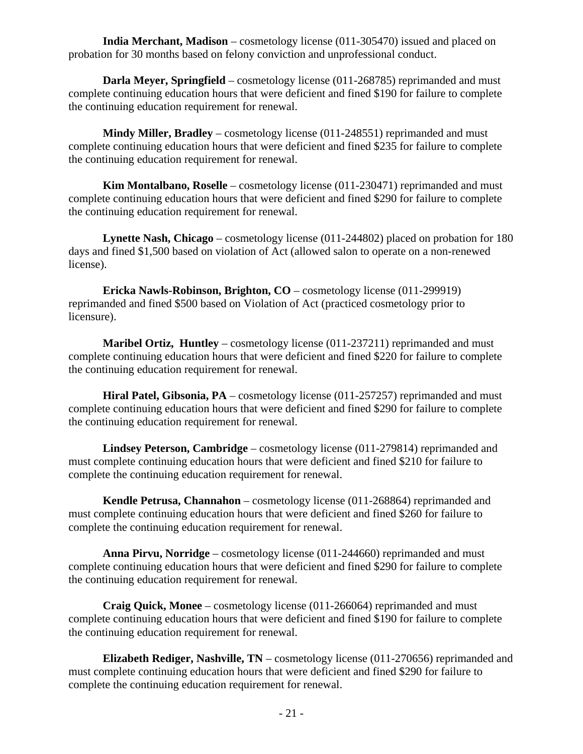**India Merchant, Madison** – cosmetology license (011-305470) issued and placed on probation for 30 months based on felony conviction and unprofessional conduct.

**Darla Meyer, Springfield** – cosmetology license (011-268785) reprimanded and must complete continuing education hours that were deficient and fined $190 for failure to complete the continuing education requirement for renewal.

**Mindy Miller, Bradley** – cosmetology license (011-248551) reprimanded and must complete continuing education hours that were deficient and fined $235 for failure to complete the continuing education requirement for renewal.

**Kim Montalbano, Roselle** – cosmetology license (011-230471) reprimanded and must complete continuing education hours that were deficient and fined $290 for failure to complete the continuing education requirement for renewal.

**Lynette Nash, Chicago** – cosmetology license (011-244802) placed on probation for 180 days and fined $1,500 based on violation of Act (allowed salon to operate on a non-renewed license).

**Ericka Nawls-Robinson, Brighton, CO** – cosmetology license (011-299919) reprimanded and fined $500 based on Violation of Act (practiced cosmetology prior to licensure).

**Maribel Ortiz, Huntley** – cosmetology license (011-237211) reprimanded and must complete continuing education hours that were deficient and fined $220 for failure to complete the continuing education requirement for renewal.

**Hiral Patel, Gibsonia, PA** – cosmetology license (011-257257) reprimanded and must complete continuing education hours that were deficient and fined $290 for failure to complete the continuing education requirement for renewal.

**Lindsey Peterson, Cambridge** – cosmetology license (011-279814) reprimanded and must complete continuing education hours that were deficient and fined $210 for failure to complete the continuing education requirement for renewal.

**Kendle Petrusa, Channahon** – cosmetology license (011-268864) reprimanded and must complete continuing education hours that were deficient and fined $260 for failure to complete the continuing education requirement for renewal.

**Anna Pirvu, Norridge** – cosmetology license (011-244660) reprimanded and must complete continuing education hours that were deficient and fined $290 for failure to complete the continuing education requirement for renewal.

**Craig Quick, Monee** – cosmetology license (011-266064) reprimanded and must complete continuing education hours that were deficient and fined $190 for failure to complete the continuing education requirement for renewal.

**Elizabeth Rediger, Nashville, TN** – cosmetology license (011-270656) reprimanded and must complete continuing education hours that were deficient and fined $290 for failure to complete the continuing education requirement for renewal.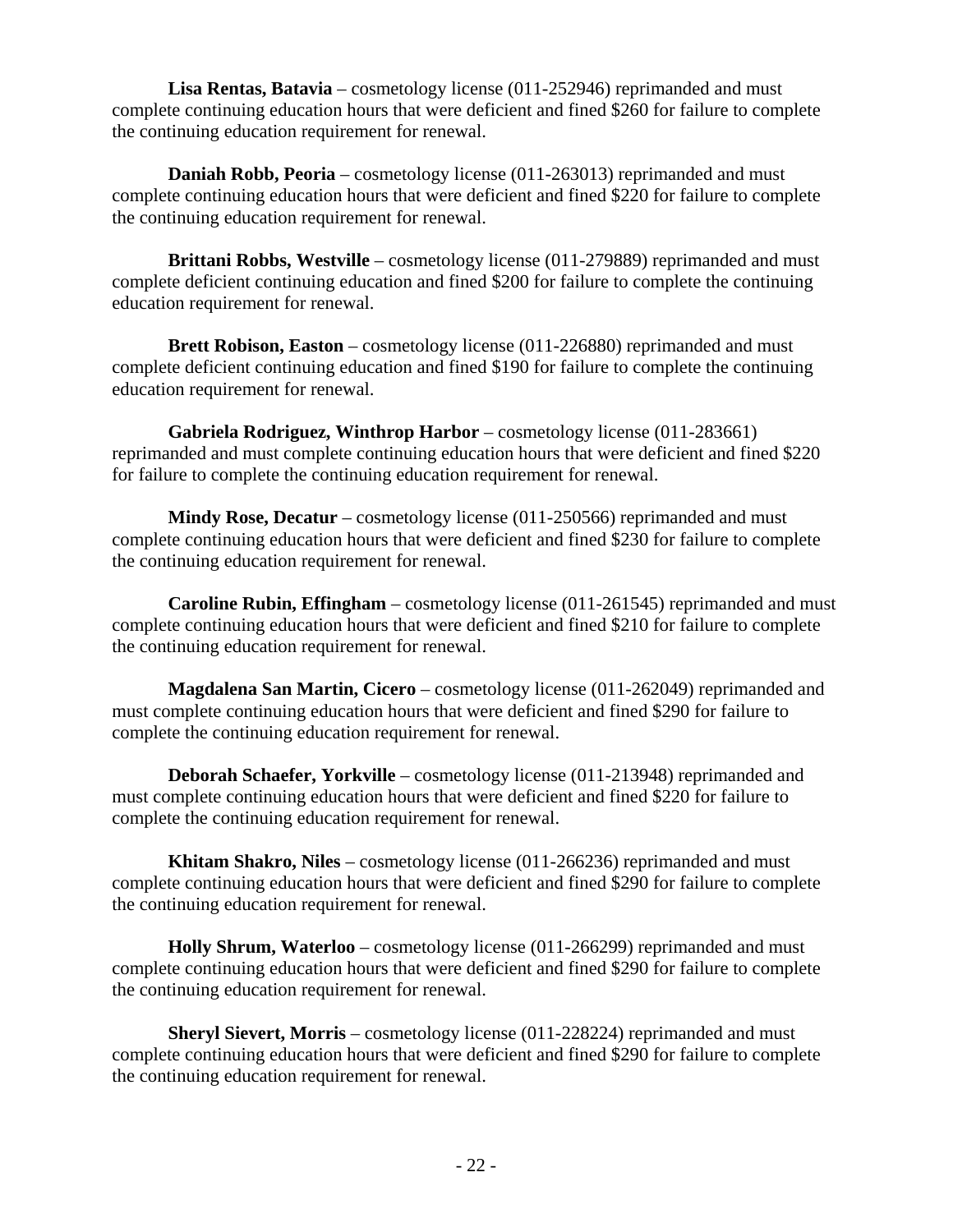**Lisa Rentas, Batavia** – cosmetology license (011-252946) reprimanded and must complete continuing education hours that were deficient and fined $260 for failure to complete the continuing education requirement for renewal.

**Daniah Robb, Peoria** – cosmetology license (011-263013) reprimanded and must complete continuing education hours that were deficient and fined $220 for failure to complete the continuing education requirement for renewal.

**Brittani Robbs, Westville** – cosmetology license (011-279889) reprimanded and must complete deficient continuing education and fined $200 for failure to complete the continuing education requirement for renewal.

**Brett Robison, Easton** – cosmetology license (011-226880) reprimanded and must complete deficient continuing education and fined $190 for failure to complete the continuing education requirement for renewal.

**Gabriela Rodriguez, Winthrop Harbor** – cosmetology license (011-283661) reprimanded and must complete continuing education hours that were deficient and fined $220 for failure to complete the continuing education requirement for renewal.

**Mindy Rose, Decatur** – cosmetology license (011-250566) reprimanded and must complete continuing education hours that were deficient and fined $230 for failure to complete the continuing education requirement for renewal.

**Caroline Rubin, Effingham** – cosmetology license (011-261545) reprimanded and must complete continuing education hours that were deficient and fined $210 for failure to complete the continuing education requirement for renewal.

**Magdalena San Martin, Cicero** – cosmetology license (011-262049) reprimanded and must complete continuing education hours that were deficient and fined $290 for failure to complete the continuing education requirement for renewal.

**Deborah Schaefer, Yorkville** – cosmetology license (011-213948) reprimanded and must complete continuing education hours that were deficient and fined $220 for failure to complete the continuing education requirement for renewal.

**Khitam Shakro, Niles** – cosmetology license (011-266236) reprimanded and must complete continuing education hours that were deficient and fined $290 for failure to complete the continuing education requirement for renewal.

**Holly Shrum, Waterloo** – cosmetology license (011-266299) reprimanded and must complete continuing education hours that were deficient and fined $290 for failure to complete the continuing education requirement for renewal.

**Sheryl Sievert, Morris** – cosmetology license (011-228224) reprimanded and must complete continuing education hours that were deficient and fined $290 for failure to complete the continuing education requirement for renewal.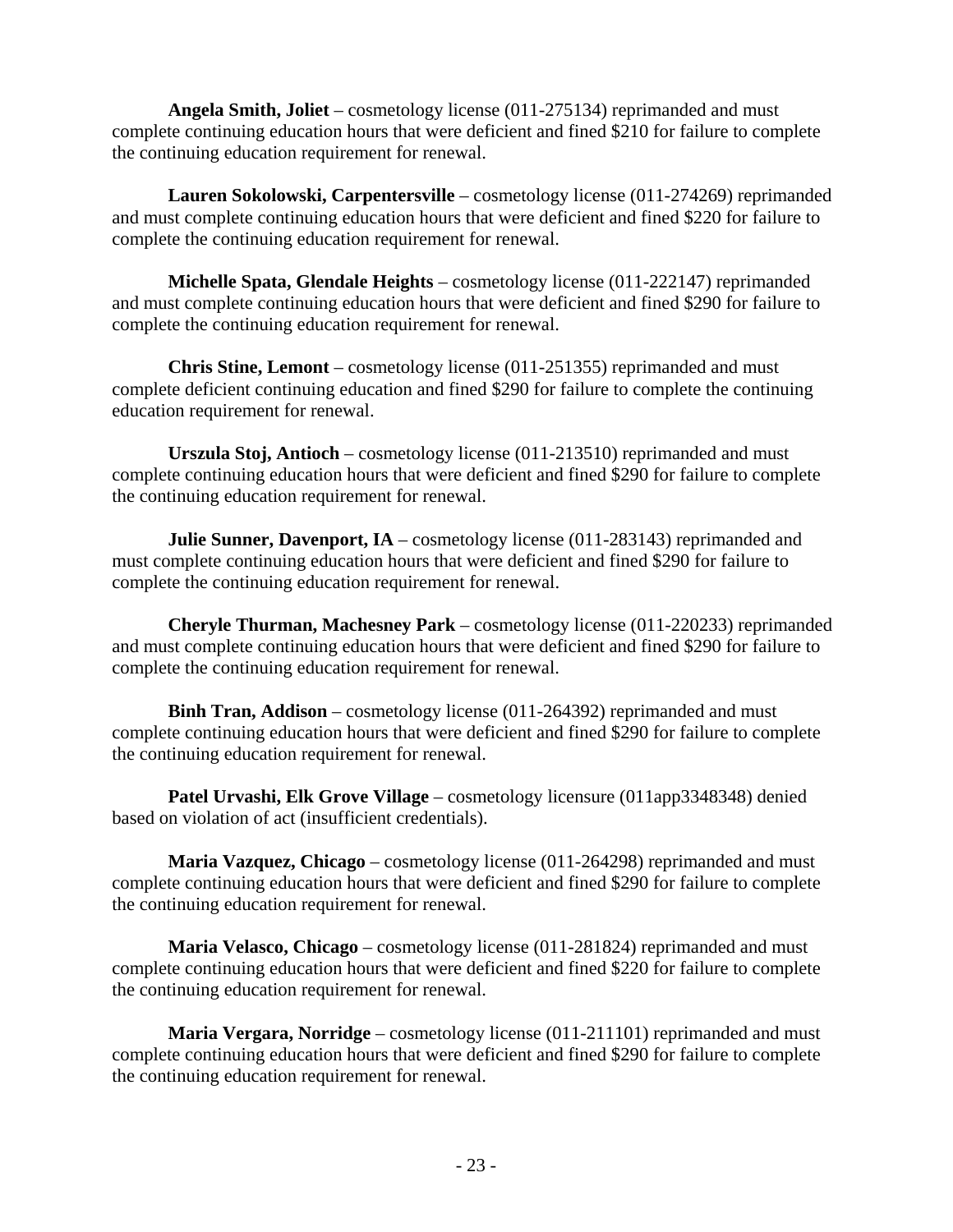**Angela Smith, Joliet** – cosmetology license (011-275134) reprimanded and must complete continuing education hours that were deficient and fined $210 for failure to complete the continuing education requirement for renewal.

**Lauren Sokolowski, Carpentersville** – cosmetology license (011-274269) reprimanded and must complete continuing education hours that were deficient and fined $220 for failure to complete the continuing education requirement for renewal.

**Michelle Spata, Glendale Heights** – cosmetology license (011-222147) reprimanded and must complete continuing education hours that were deficient and fined $290 for failure to complete the continuing education requirement for renewal.

**Chris Stine, Lemont** – cosmetology license (011-251355) reprimanded and must complete deficient continuing education and fined $290 for failure to complete the continuing education requirement for renewal.

**Urszula Stoj, Antioch** – cosmetology license (011-213510) reprimanded and must complete continuing education hours that were deficient and fined $290 for failure to complete the continuing education requirement for renewal.

**Julie Sunner, Davenport, IA** – cosmetology license (011-283143) reprimanded and must complete continuing education hours that were deficient and fined $290 for failure to complete the continuing education requirement for renewal.

**Cheryle Thurman, Machesney Park** – cosmetology license (011-220233) reprimanded and must complete continuing education hours that were deficient and fined $290 for failure to complete the continuing education requirement for renewal.

**Binh Tran, Addison** – cosmetology license (011-264392) reprimanded and must complete continuing education hours that were deficient and fined $290 for failure to complete the continuing education requirement for renewal.

**Patel Urvashi, Elk Grove Village** – cosmetology licensure (011app3348348) denied based on violation of act (insufficient credentials).

**Maria Vazquez, Chicago** – cosmetology license (011-264298) reprimanded and must complete continuing education hours that were deficient and fined $290 for failure to complete the continuing education requirement for renewal.

**Maria Velasco, Chicago** – cosmetology license (011-281824) reprimanded and must complete continuing education hours that were deficient and fined $220 for failure to complete the continuing education requirement for renewal.

**Maria Vergara, Norridge** – cosmetology license (011-211101) reprimanded and must complete continuing education hours that were deficient and fined $290 for failure to complete the continuing education requirement for renewal.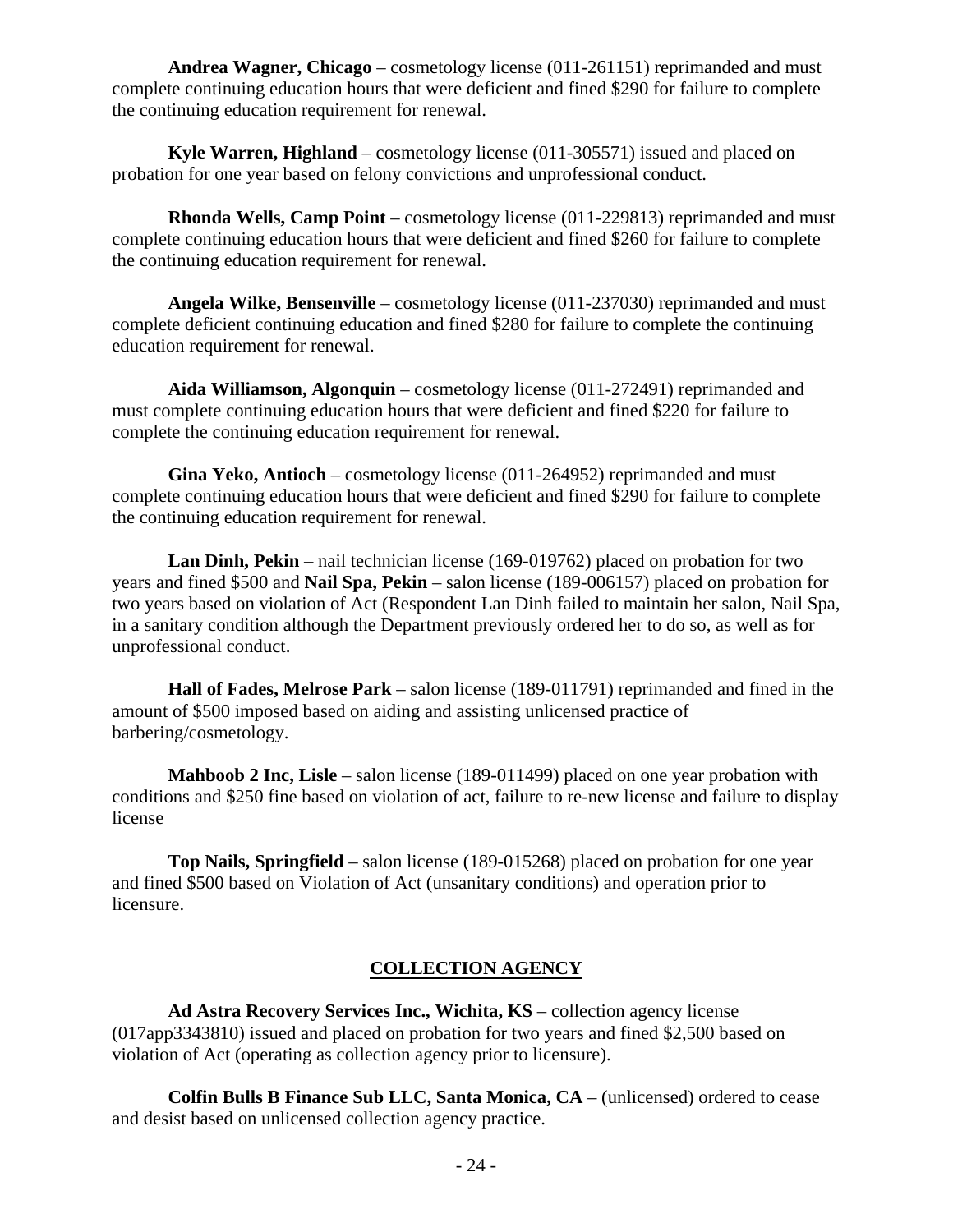**Andrea Wagner, Chicago** – cosmetology license (011-261151) reprimanded and must complete continuing education hours that were deficient and fined $290 for failure to complete the continuing education requirement for renewal.

**Kyle Warren, Highland** – cosmetology license (011-305571) issued and placed on probation for one year based on felony convictions and unprofessional conduct.

**Rhonda Wells, Camp Point** – cosmetology license (011-229813) reprimanded and must complete continuing education hours that were deficient and fined $260 for failure to complete the continuing education requirement for renewal.

**Angela Wilke, Bensenville** – cosmetology license (011-237030) reprimanded and must complete deficient continuing education and fined $280 for failure to complete the continuing education requirement for renewal.

**Aida Williamson, Algonquin** – cosmetology license (011-272491) reprimanded and must complete continuing education hours that were deficient and fined $220 for failure to complete the continuing education requirement for renewal.

**Gina Yeko, Antioch** – cosmetology license (011-264952) reprimanded and must complete continuing education hours that were deficient and fined $290 for failure to complete the continuing education requirement for renewal.

**Lan Dinh, Pekin** – nail technician license (169-019762) placed on probation for two years and fined $500 and **Nail Spa, Pekin** – salon license (189-006157) placed on probation for two years based on violation of Act (Respondent Lan Dinh failed to maintain her salon, Nail Spa, in a sanitary condition although the Department previously ordered her to do so, as well as for unprofessional conduct.

**Hall of Fades, Melrose Park** – salon license (189-011791) reprimanded and fined in the amount of $500 imposed based on aiding and assisting unlicensed practice of barbering/cosmetology.

**Mahboob 2 Inc, Lisle** – salon license (189-011499) placed on one year probation with conditions and $250 fine based on violation of act, failure to re-new license and failure to display license

**Top Nails, Springfield** – salon license (189-015268) placed on probation for one year and fined $500 based on Violation of Act (unsanitary conditions) and operation prior to licensure.

## COLLECTION AGENCY

**Ad Astra Recovery Services Inc., Wichita, KS** – collection agency license (017app3343810) issued and placed on probation for two years and fined $2,500 based on violation of Act (operating as collection agency prior to licensure).

**Colfin Bulls B Finance Sub LLC, Santa Monica, CA** – (unlicensed) ordered to cease and desist based on unlicensed collection agency practice.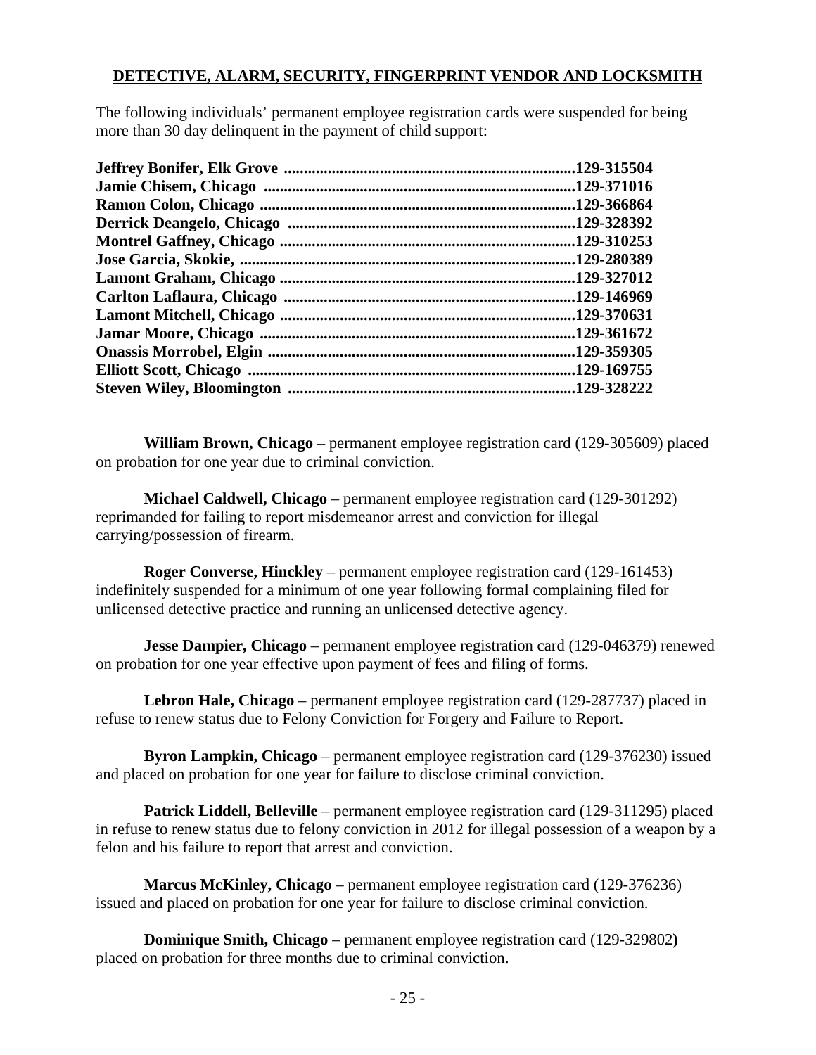**DETECTIVE, ALARM, SECURITY, FINGERPRINT VENDOR AND LOCKSMITH**

The following individuals' permanent employee registration cards were suspended for being more than 30 day delinquent in the payment of child support:

**Jeffrey Bonifer, Elk Grove ........................................................................129-315504**
**Jamie Chisem, Chicago ..............................................................................129-371016**
**Ramon Colon, Chicago ..............................................................................129-366864**
**Derrick Deangelo, Chicago ........................................................................129-328392**
**Montrel Gaffney, Chicago ..........................................................................129-310253**
**Jose Garcia, Skokie, ....................................................................................129-280389**
**Lamont Graham, Chicago ..........................................................................129-327012**
**Carlton Laflaura, Chicago .........................................................................129-146969**
**Lamont Mitchell, Chicago .........................................................................129-370631**
**Jamar Moore, Chicago ...............................................................................129-361672**
**Onassis Morrobel, Elgin .............................................................................129-359305**
**Elliott Scott, Chicago ..................................................................................129-169755**
**Steven Wiley, Bloomington ........................................................................129-328222**

**William Brown, Chicago** – permanent employee registration card (129-305609) placed on probation for one year due to criminal conviction.

**Michael Caldwell, Chicago** – permanent employee registration card (129-301292) reprimanded for failing to report misdemeanor arrest and conviction for illegal carrying/possession of firearm.

**Roger Converse, Hinckley** – permanent employee registration card (129-161453) indefinitely suspended for a minimum of one year following formal complaining filed for unlicensed detective practice and running an unlicensed detective agency.

**Jesse Dampier, Chicago** – permanent employee registration card (129-046379) renewed on probation for one year effective upon payment of fees and filing of forms.

**Lebron Hale, Chicago** – permanent employee registration card (129-287737) placed in refuse to renew status due to Felony Conviction for Forgery and Failure to Report.

**Byron Lampkin, Chicago** – permanent employee registration card (129-376230) issued and placed on probation for one year for failure to disclose criminal conviction.

**Patrick Liddell, Belleville** – permanent employee registration card (129-311295) placed in refuse to renew status due to felony conviction in 2012 for illegal possession of a weapon by a felon and his failure to report that arrest and conviction.

**Marcus McKinley, Chicago** – permanent employee registration card (129-376236) issued and placed on probation for one year for failure to disclose criminal conviction.

**Dominique Smith, Chicago** – permanent employee registration card (129-329802**)** placed on probation for three months due to criminal conviction.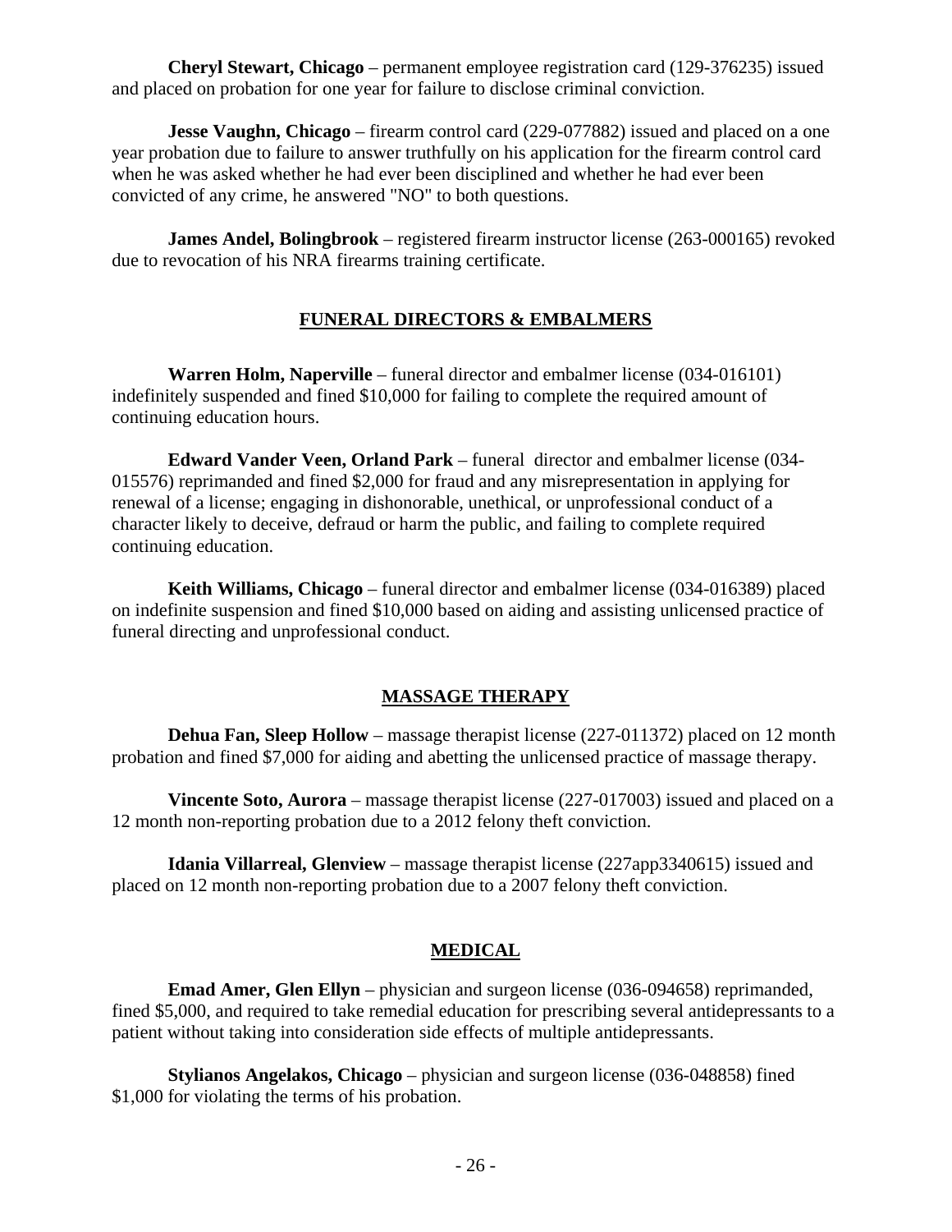**Cheryl Stewart, Chicago** – permanent employee registration card (129-376235) issued and placed on probation for one year for failure to disclose criminal conviction.

**Jesse Vaughn, Chicago** – firearm control card (229-077882) issued and placed on a one year probation due to failure to answer truthfully on his application for the firearm control card when he was asked whether he had ever been disciplined and whether he had ever been convicted of any crime, he answered "NO" to both questions.

**James Andel, Bolingbrook** – registered firearm instructor license (263-000165) revoked due to revocation of his NRA firearms training certificate.

## FUNERAL DIRECTORS & EMBALMERS

**Warren Holm, Naperville** – funeral director and embalmer license (034-016101) indefinitely suspended and fined $10,000 for failing to complete the required amount of continuing education hours.

**Edward Vander Veen, Orland Park** – funeral director and embalmer license (034-015576) reprimanded and fined $2,000 for fraud and any misrepresentation in applying for renewal of a license; engaging in dishonorable, unethical, or unprofessional conduct of a character likely to deceive, defraud or harm the public, and failing to complete required continuing education.

**Keith Williams, Chicago** – funeral director and embalmer license (034-016389) placed on indefinite suspension and fined $10,000 based on aiding and assisting unlicensed practice of funeral directing and unprofessional conduct.

## MASSAGE THERAPY

**Dehua Fan, Sleep Hollow** – massage therapist license (227-011372) placed on 12 month probation and fined $7,000 for aiding and abetting the unlicensed practice of massage therapy.

**Vincente Soto, Aurora** – massage therapist license (227-017003) issued and placed on a 12 month non-reporting probation due to a 2012 felony theft conviction.

**Idania Villarreal, Glenview** – massage therapist license (227app3340615) issued and placed on 12 month non-reporting probation due to a 2007 felony theft conviction.

## MEDICAL

**Emad Amer, Glen Ellyn** – physician and surgeon license (036-094658) reprimanded, fined $5,000, and required to take remedial education for prescribing several antidepressants to a patient without taking into consideration side effects of multiple antidepressants.

**Stylianos Angelakos, Chicago** – physician and surgeon license (036-048858) fined $1,000 for violating the terms of his probation.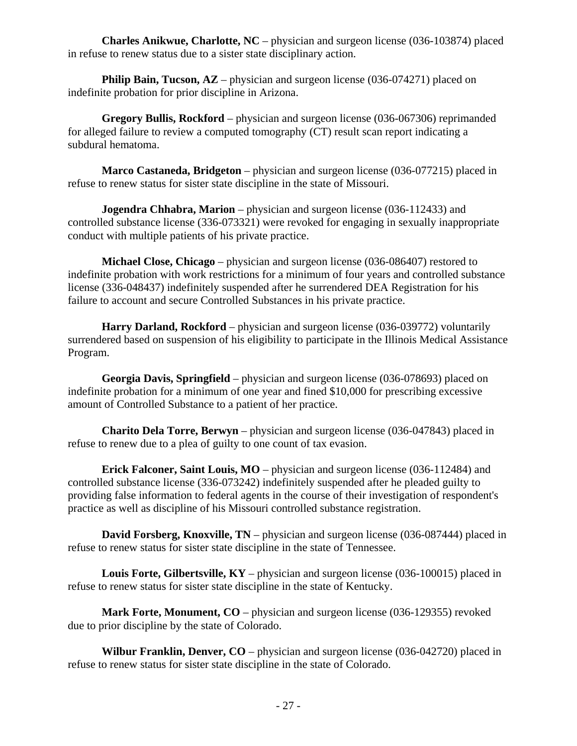**Charles Anikwue, Charlotte, NC** – physician and surgeon license (036-103874) placed in refuse to renew status due to a sister state disciplinary action.

**Philip Bain, Tucson, AZ** – physician and surgeon license (036-074271) placed on indefinite probation for prior discipline in Arizona.

**Gregory Bullis, Rockford** – physician and surgeon license (036-067306) reprimanded for alleged failure to review a computed tomography (CT) result scan report indicating a subdural hematoma.

**Marco Castaneda, Bridgeton** – physician and surgeon license (036-077215) placed in refuse to renew status for sister state discipline in the state of Missouri.

**Jogendra Chhabra, Marion** – physician and surgeon license (036-112433) and controlled substance license (336-073321) were revoked for engaging in sexually inappropriate conduct with multiple patients of his private practice.

**Michael Close, Chicago** – physician and surgeon license (036-086407) restored to indefinite probation with work restrictions for a minimum of four years and controlled substance license (336-048437) indefinitely suspended after he surrendered DEA Registration for his failure to account and secure Controlled Substances in his private practice.

**Harry Darland, Rockford** – physician and surgeon license (036-039772) voluntarily surrendered based on suspension of his eligibility to participate in the Illinois Medical Assistance Program.

**Georgia Davis, Springfield** – physician and surgeon license (036-078693) placed on indefinite probation for a minimum of one year and fined $10,000 for prescribing excessive amount of Controlled Substance to a patient of her practice.

**Charito Dela Torre, Berwyn** – physician and surgeon license (036-047843) placed in refuse to renew due to a plea of guilty to one count of tax evasion.

**Erick Falconer, Saint Louis, MO** – physician and surgeon license (036-112484) and controlled substance license (336-073242) indefinitely suspended after he pleaded guilty to providing false information to federal agents in the course of their investigation of respondent's practice as well as discipline of his Missouri controlled substance registration.

**David Forsberg, Knoxville, TN** – physician and surgeon license (036-087444) placed in refuse to renew status for sister state discipline in the state of Tennessee.

**Louis Forte, Gilbertsville, KY** – physician and surgeon license (036-100015) placed in refuse to renew status for sister state discipline in the state of Kentucky.

**Mark Forte, Monument, CO** – physician and surgeon license (036-129355) revoked due to prior discipline by the state of Colorado.

**Wilbur Franklin, Denver, CO** – physician and surgeon license (036-042720) placed in refuse to renew status for sister state discipline in the state of Colorado.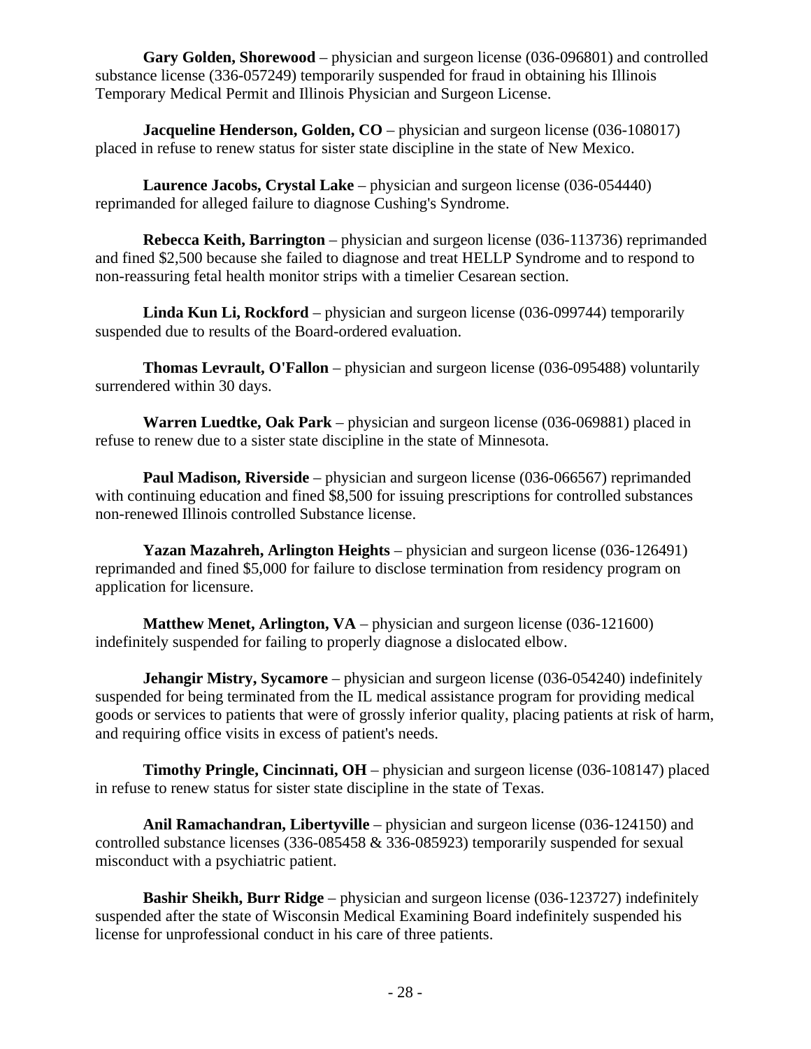**Gary Golden, Shorewood** – physician and surgeon license (036-096801) and controlled substance license (336-057249) temporarily suspended for fraud in obtaining his Illinois Temporary Medical Permit and Illinois Physician and Surgeon License.

**Jacqueline Henderson, Golden, CO** – physician and surgeon license (036-108017) placed in refuse to renew status for sister state discipline in the state of New Mexico.

**Laurence Jacobs, Crystal Lake** – physician and surgeon license (036-054440) reprimanded for alleged failure to diagnose Cushing's Syndrome.

**Rebecca Keith, Barrington** – physician and surgeon license (036-113736) reprimanded and fined $2,500 because she failed to diagnose and treat HELLP Syndrome and to respond to non-reassuring fetal health monitor strips with a timelier Cesarean section.

**Linda Kun Li, Rockford** – physician and surgeon license (036-099744) temporarily suspended due to results of the Board-ordered evaluation.

**Thomas Levrault, O'Fallon** – physician and surgeon license (036-095488) voluntarily surrendered within 30 days.

**Warren Luedtke, Oak Park** – physician and surgeon license (036-069881) placed in refuse to renew due to a sister state discipline in the state of Minnesota.

**Paul Madison, Riverside** – physician and surgeon license (036-066567) reprimanded with continuing education and fined $8,500 for issuing prescriptions for controlled substances non-renewed Illinois controlled Substance license.

**Yazan Mazahreh, Arlington Heights** – physician and surgeon license (036-126491) reprimanded and fined $5,000 for failure to disclose termination from residency program on application for licensure.

**Matthew Menet, Arlington, VA** – physician and surgeon license (036-121600) indefinitely suspended for failing to properly diagnose a dislocated elbow.

**Jehangir Mistry, Sycamore** – physician and surgeon license (036-054240) indefinitely suspended for being terminated from the IL medical assistance program for providing medical goods or services to patients that were of grossly inferior quality, placing patients at risk of harm, and requiring office visits in excess of patient's needs.

**Timothy Pringle, Cincinnati, OH** – physician and surgeon license (036-108147) placed in refuse to renew status for sister state discipline in the state of Texas.

**Anil Ramachandran, Libertyville** – physician and surgeon license (036-124150) and controlled substance licenses (336-085458 & 336-085923) temporarily suspended for sexual misconduct with a psychiatric patient.

**Bashir Sheikh, Burr Ridge** – physician and surgeon license (036-123727) indefinitely suspended after the state of Wisconsin Medical Examining Board indefinitely suspended his license for unprofessional conduct in his care of three patients.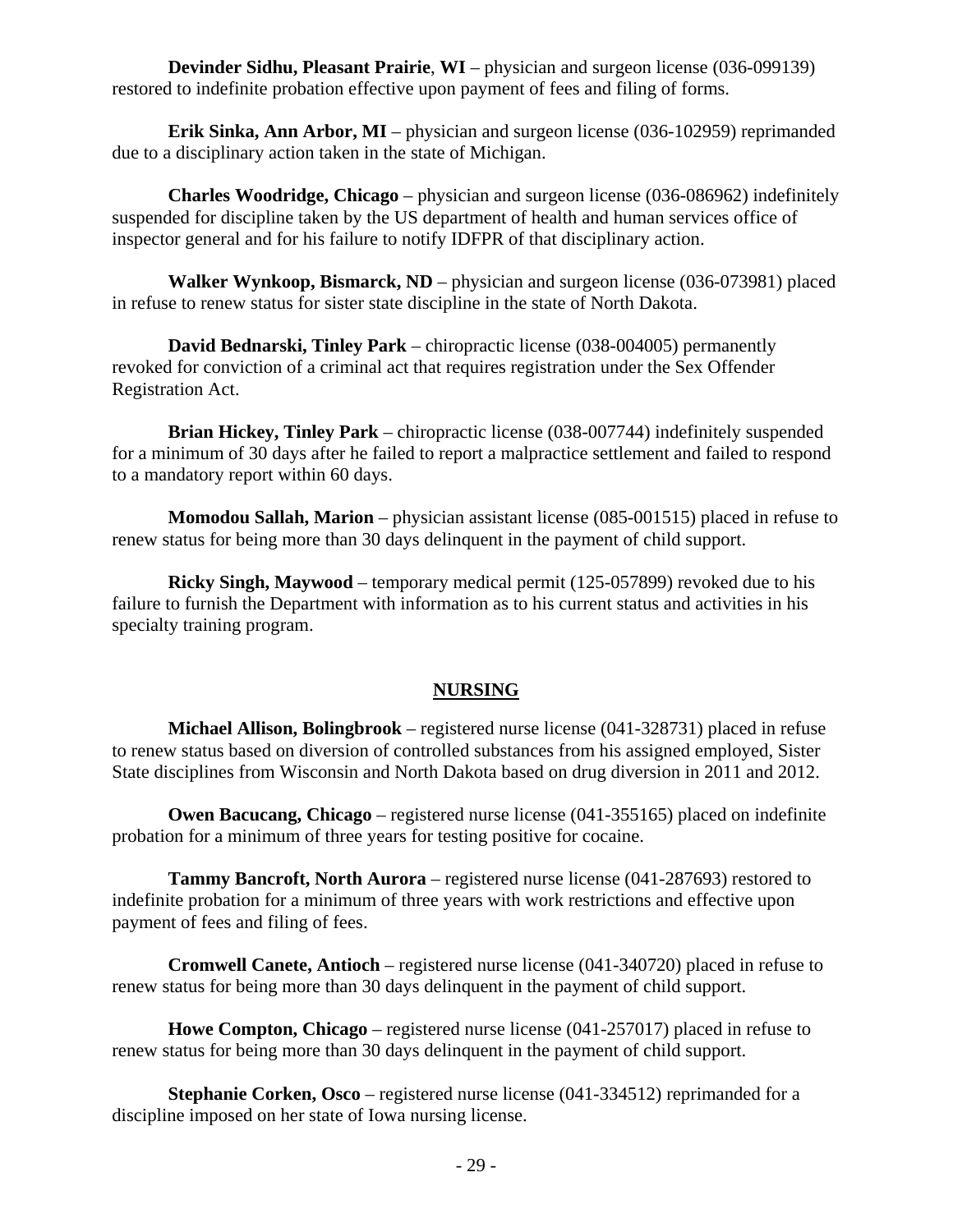**Devinder Sidhu, Pleasant Prairie**, **WI** – physician and surgeon license (036-099139) restored to indefinite probation effective upon payment of fees and filing of forms.

**Erik Sinka, Ann Arbor, MI** – physician and surgeon license (036-102959) reprimanded due to a disciplinary action taken in the state of Michigan.

**Charles Woodridge, Chicago** – physician and surgeon license (036-086962) indefinitely suspended for discipline taken by the US department of health and human services office of inspector general and for his failure to notify IDFPR of that disciplinary action.

**Walker Wynkoop, Bismarck, ND** – physician and surgeon license (036-073981) placed in refuse to renew status for sister state discipline in the state of North Dakota.

**David Bednarski, Tinley Park** – chiropractic license (038-004005) permanently revoked for conviction of a criminal act that requires registration under the Sex Offender Registration Act.

**Brian Hickey, Tinley Park** – chiropractic license (038-007744) indefinitely suspended for a minimum of 30 days after he failed to report a malpractice settlement and failed to respond to a mandatory report within 60 days.

**Momodou Sallah, Marion** – physician assistant license (085-001515) placed in refuse to renew status for being more than 30 days delinquent in the payment of child support.

**Ricky Singh, Maywood** – temporary medical permit (125-057899) revoked due to his failure to furnish the Department with information as to his current status and activities in his specialty training program.

## NURSING

**Michael Allison, Bolingbrook** – registered nurse license (041-328731) placed in refuse to renew status based on diversion of controlled substances from his assigned employed, Sister State disciplines from Wisconsin and North Dakota based on drug diversion in 2011 and 2012.

**Owen Bacucang, Chicago** – registered nurse license (041-355165) placed on indefinite probation for a minimum of three years for testing positive for cocaine.

**Tammy Bancroft, North Aurora** – registered nurse license (041-287693) restored to indefinite probation for a minimum of three years with work restrictions and effective upon payment of fees and filing of fees.

**Cromwell Canete, Antioch** – registered nurse license (041-340720) placed in refuse to renew status for being more than 30 days delinquent in the payment of child support.

**Howe Compton, Chicago** – registered nurse license (041-257017) placed in refuse to renew status for being more than 30 days delinquent in the payment of child support.

**Stephanie Corken, Osco** – registered nurse license (041-334512) reprimanded for a discipline imposed on her state of Iowa nursing license.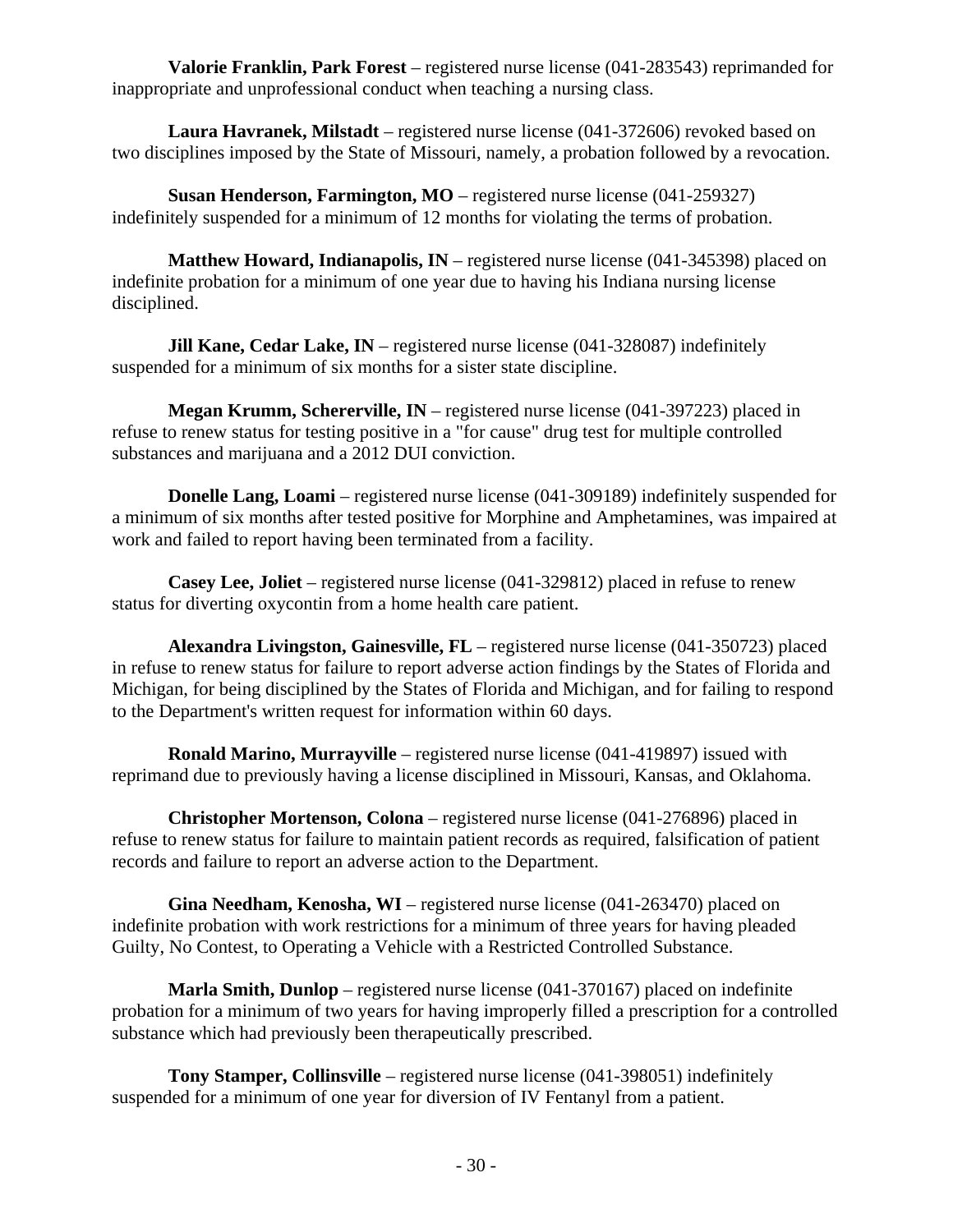**Valorie Franklin, Park Forest** – registered nurse license (041-283543) reprimanded for inappropriate and unprofessional conduct when teaching a nursing class.

**Laura Havranek, Milstadt** – registered nurse license (041-372606) revoked based on two disciplines imposed by the State of Missouri, namely, a probation followed by a revocation.

**Susan Henderson, Farmington, MO** – registered nurse license (041-259327) indefinitely suspended for a minimum of 12 months for violating the terms of probation.

**Matthew Howard, Indianapolis, IN** – registered nurse license (041-345398) placed on indefinite probation for a minimum of one year due to having his Indiana nursing license disciplined.

**Jill Kane, Cedar Lake, IN** – registered nurse license (041-328087) indefinitely suspended for a minimum of six months for a sister state discipline.

**Megan Krumm, Schererville, IN** – registered nurse license (041-397223) placed in refuse to renew status for testing positive in a "for cause" drug test for multiple controlled substances and marijuana and a 2012 DUI conviction.

**Donelle Lang, Loami** – registered nurse license (041-309189) indefinitely suspended for a minimum of six months after tested positive for Morphine and Amphetamines, was impaired at work and failed to report having been terminated from a facility.

**Casey Lee, Joliet** – registered nurse license (041-329812) placed in refuse to renew status for diverting oxycontin from a home health care patient.

**Alexandra Livingston, Gainesville, FL** – registered nurse license (041-350723) placed in refuse to renew status for failure to report adverse action findings by the States of Florida and Michigan, for being disciplined by the States of Florida and Michigan, and for failing to respond to the Department's written request for information within 60 days.

**Ronald Marino, Murrayville** – registered nurse license (041-419897) issued with reprimand due to previously having a license disciplined in Missouri, Kansas, and Oklahoma.

**Christopher Mortenson, Colona** – registered nurse license (041-276896) placed in refuse to renew status for failure to maintain patient records as required, falsification of patient records and failure to report an adverse action to the Department.

**Gina Needham, Kenosha, WI** – registered nurse license (041-263470) placed on indefinite probation with work restrictions for a minimum of three years for having pleaded Guilty, No Contest, to Operating a Vehicle with a Restricted Controlled Substance.

**Marla Smith, Dunlop** – registered nurse license (041-370167) placed on indefinite probation for a minimum of two years for having improperly filled a prescription for a controlled substance which had previously been therapeutically prescribed.

**Tony Stamper, Collinsville** – registered nurse license (041-398051) indefinitely suspended for a minimum of one year for diversion of IV Fentanyl from a patient.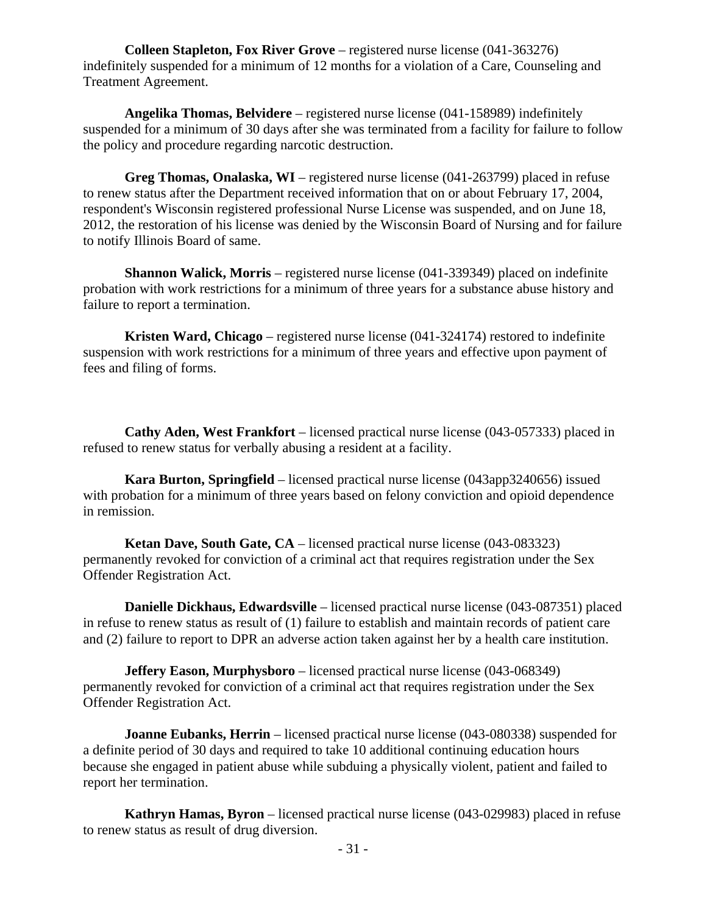**Colleen Stapleton, Fox River Grove** – registered nurse license (041-363276) indefinitely suspended for a minimum of 12 months for a violation of a Care, Counseling and Treatment Agreement.

**Angelika Thomas, Belvidere** – registered nurse license (041-158989) indefinitely suspended for a minimum of 30 days after she was terminated from a facility for failure to follow the policy and procedure regarding narcotic destruction.

**Greg Thomas, Onalaska, WI** – registered nurse license (041-263799) placed in refuse to renew status after the Department received information that on or about February 17, 2004, respondent's Wisconsin registered professional Nurse License was suspended, and on June 18, 2012, the restoration of his license was denied by the Wisconsin Board of Nursing and for failure to notify Illinois Board of same.

**Shannon Walick, Morris** – registered nurse license (041-339349) placed on indefinite probation with work restrictions for a minimum of three years for a substance abuse history and failure to report a termination.

**Kristen Ward, Chicago** – registered nurse license (041-324174) restored to indefinite suspension with work restrictions for a minimum of three years and effective upon payment of fees and filing of forms.

**Cathy Aden, West Frankfort** – licensed practical nurse license (043-057333) placed in refused to renew status for verbally abusing a resident at a facility.

**Kara Burton, Springfield** – licensed practical nurse license (043app3240656) issued with probation for a minimum of three years based on felony conviction and opioid dependence in remission.

**Ketan Dave, South Gate, CA** – licensed practical nurse license (043-083323) permanently revoked for conviction of a criminal act that requires registration under the Sex Offender Registration Act.

**Danielle Dickhaus, Edwardsville** – licensed practical nurse license (043-087351) placed in refuse to renew status as result of (1) failure to establish and maintain records of patient care and (2) failure to report to DPR an adverse action taken against her by a health care institution.

**Jeffery Eason, Murphysboro** – licensed practical nurse license (043-068349) permanently revoked for conviction of a criminal act that requires registration under the Sex Offender Registration Act.

**Joanne Eubanks, Herrin** – licensed practical nurse license (043-080338) suspended for a definite period of 30 days and required to take 10 additional continuing education hours because she engaged in patient abuse while subduing a physically violent, patient and failed to report her termination.

**Kathryn Hamas, Byron** – licensed practical nurse license (043-029983) placed in refuse to renew status as result of drug diversion.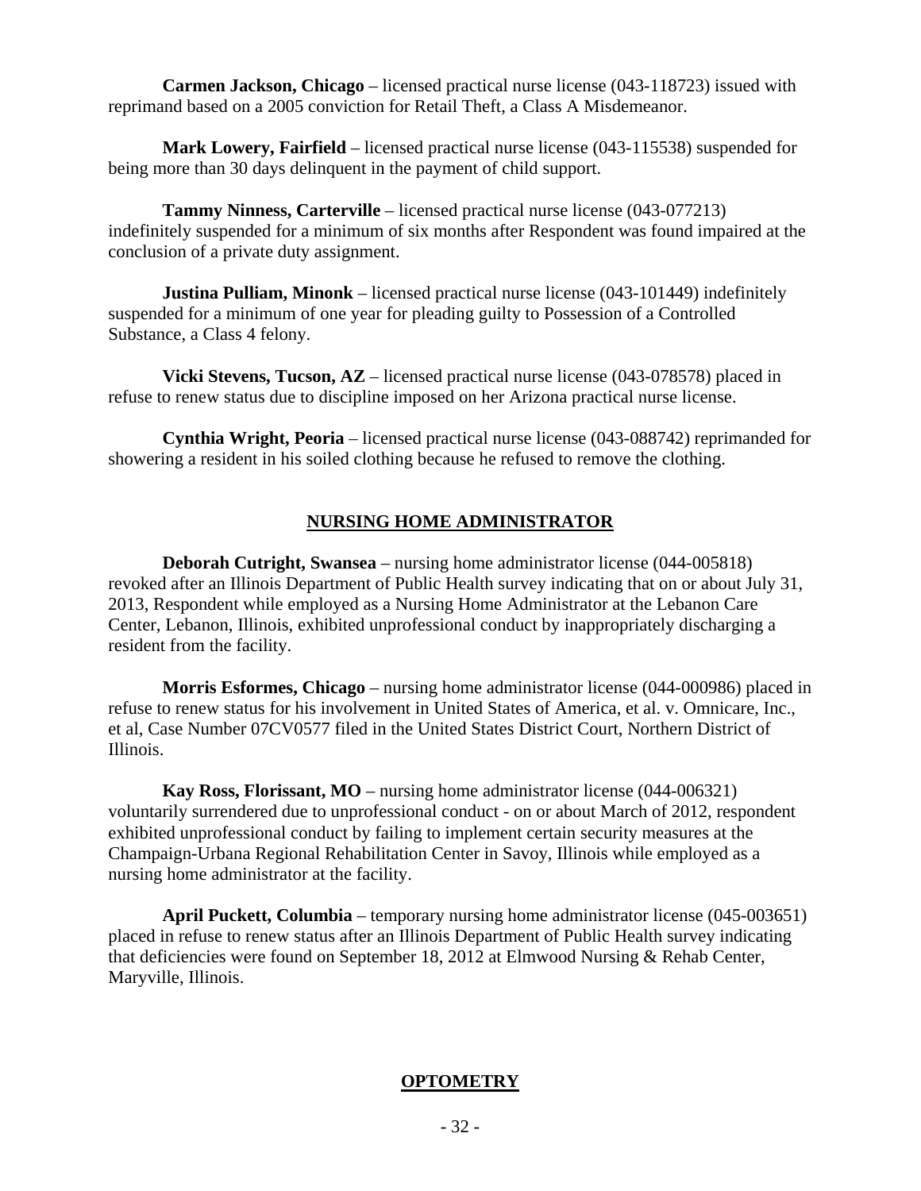**Carmen Jackson, Chicago** – licensed practical nurse license (043-118723) issued with reprimand based on a 2005 conviction for Retail Theft, a Class A Misdemeanor.

**Mark Lowery, Fairfield** – licensed practical nurse license (043-115538) suspended for being more than 30 days delinquent in the payment of child support.

**Tammy Ninness, Carterville** – licensed practical nurse license (043-077213) indefinitely suspended for a minimum of six months after Respondent was found impaired at the conclusion of a private duty assignment.

**Justina Pulliam, Minonk** – licensed practical nurse license (043-101449) indefinitely suspended for a minimum of one year for pleading guilty to Possession of a Controlled Substance, a Class 4 felony.

**Vicki Stevens, Tucson, AZ** – licensed practical nurse license (043-078578) placed in refuse to renew status due to discipline imposed on her Arizona practical nurse license.

**Cynthia Wright, Peoria** – licensed practical nurse license (043-088742) reprimanded for showering a resident in his soiled clothing because he refused to remove the clothing.

## NURSING HOME ADMINISTRATOR

**Deborah Cutright, Swansea** – nursing home administrator license (044-005818) revoked after an Illinois Department of Public Health survey indicating that on or about July 31, 2013, Respondent while employed as a Nursing Home Administrator at the Lebanon Care Center, Lebanon, Illinois, exhibited unprofessional conduct by inappropriately discharging a resident from the facility.

**Morris Esformes, Chicago** – nursing home administrator license (044-000986) placed in refuse to renew status for his involvement in United States of America, et al. v. Omnicare, Inc., et al, Case Number 07CV0577 filed in the United States District Court, Northern District of Illinois.

**Kay Ross, Florissant, MO** – nursing home administrator license (044-006321) voluntarily surrendered due to unprofessional conduct - on or about March of 2012, respondent exhibited unprofessional conduct by failing to implement certain security measures at the Champaign-Urbana Regional Rehabilitation Center in Savoy, Illinois while employed as a nursing home administrator at the facility.

**April Puckett, Columbia** – temporary nursing home administrator license (045-003651) placed in refuse to renew status after an Illinois Department of Public Health survey indicating that deficiencies were found on September 18, 2012 at Elmwood Nursing & Rehab Center, Maryville, Illinois.

## OPTOMETRY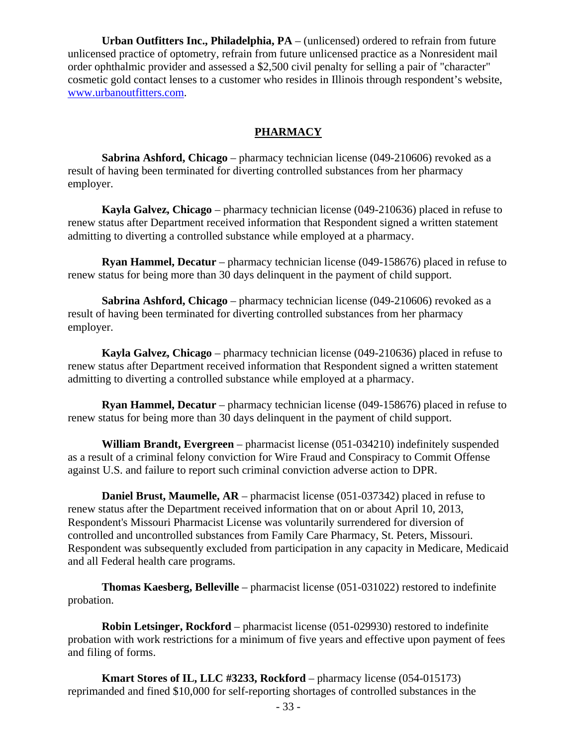**Urban Outfitters Inc., Philadelphia, PA** – (unlicensed) ordered to refrain from future unlicensed practice of optometry, refrain from future unlicensed practice as a Nonresident mail order ophthalmic provider and assessed a $2,500 civil penalty for selling a pair of "character" cosmetic gold contact lenses to a customer who resides in Illinois through respondent's website, www.urbanoutfitters.com.

## PHARMACY

**Sabrina Ashford, Chicago** – pharmacy technician license (049-210606) revoked as a result of having been terminated for diverting controlled substances from her pharmacy employer.

**Kayla Galvez, Chicago** – pharmacy technician license (049-210636) placed in refuse to renew status after Department received information that Respondent signed a written statement admitting to diverting a controlled substance while employed at a pharmacy.

**Ryan Hammel, Decatur** – pharmacy technician license (049-158676) placed in refuse to renew status for being more than 30 days delinquent in the payment of child support.

**Sabrina Ashford, Chicago** – pharmacy technician license (049-210606) revoked as a result of having been terminated for diverting controlled substances from her pharmacy employer.

**Kayla Galvez, Chicago** – pharmacy technician license (049-210636) placed in refuse to renew status after Department received information that Respondent signed a written statement admitting to diverting a controlled substance while employed at a pharmacy.

**Ryan Hammel, Decatur** – pharmacy technician license (049-158676) placed in refuse to renew status for being more than 30 days delinquent in the payment of child support.

**William Brandt, Evergreen** – pharmacist license (051-034210) indefinitely suspended as a result of a criminal felony conviction for Wire Fraud and Conspiracy to Commit Offense against U.S. and failure to report such criminal conviction adverse action to DPR.

**Daniel Brust, Maumelle, AR** – pharmacist license (051-037342) placed in refuse to renew status after the Department received information that on or about April 10, 2013, Respondent's Missouri Pharmacist License was voluntarily surrendered for diversion of controlled and uncontrolled substances from Family Care Pharmacy, St. Peters, Missouri. Respondent was subsequently excluded from participation in any capacity in Medicare, Medicaid and all Federal health care programs.

**Thomas Kaesberg, Belleville** – pharmacist license (051-031022) restored to indefinite probation.

**Robin Letsinger, Rockford** – pharmacist license (051-029930) restored to indefinite probation with work restrictions for a minimum of five years and effective upon payment of fees and filing of forms.

**Kmart Stores of IL, LLC #3233, Rockford** – pharmacy license (054-015173) reprimanded and fined $10,000 for self-reporting shortages of controlled substances in the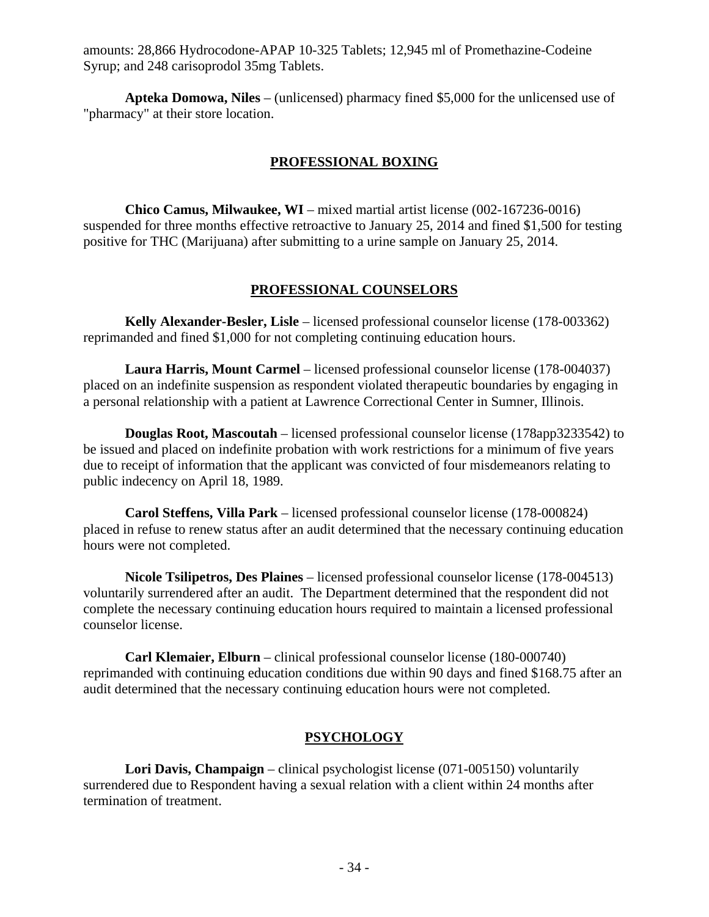amounts: 28,866 Hydrocodone-APAP 10-325 Tablets; 12,945 ml of Promethazine-Codeine Syrup; and 248 carisoprodol 35mg Tablets.

**Apteka Domowa, Niles** – (unlicensed) pharmacy fined $5,000 for the unlicensed use of "pharmacy" at their store location.

## PROFESSIONAL BOXING

**Chico Camus, Milwaukee, WI** – mixed martial artist license (002-167236-0016) suspended for three months effective retroactive to January 25, 2014 and fined $1,500 for testing positive for THC (Marijuana) after submitting to a urine sample on January 25, 2014.

## PROFESSIONAL COUNSELORS

**Kelly Alexander-Besler, Lisle** – licensed professional counselor license (178-003362) reprimanded and fined $1,000 for not completing continuing education hours.

**Laura Harris, Mount Carmel** – licensed professional counselor license (178-004037) placed on an indefinite suspension as respondent violated therapeutic boundaries by engaging in a personal relationship with a patient at Lawrence Correctional Center in Sumner, Illinois.

**Douglas Root, Mascoutah** – licensed professional counselor license (178app3233542) to be issued and placed on indefinite probation with work restrictions for a minimum of five years due to receipt of information that the applicant was convicted of four misdemeanors relating to public indecency on April 18, 1989.

**Carol Steffens, Villa Park** – licensed professional counselor license (178-000824) placed in refuse to renew status after an audit determined that the necessary continuing education hours were not completed.

**Nicole Tsilipetros, Des Plaines** – licensed professional counselor license (178-004513) voluntarily surrendered after an audit. The Department determined that the respondent did not complete the necessary continuing education hours required to maintain a licensed professional counselor license.

**Carl Klemaier, Elburn** – clinical professional counselor license (180-000740) reprimanded with continuing education conditions due within 90 days and fined $168.75 after an audit determined that the necessary continuing education hours were not completed.

## PSYCHOLOGY

**Lori Davis, Champaign** – clinical psychologist license (071-005150) voluntarily surrendered due to Respondent having a sexual relation with a client within 24 months after termination of treatment.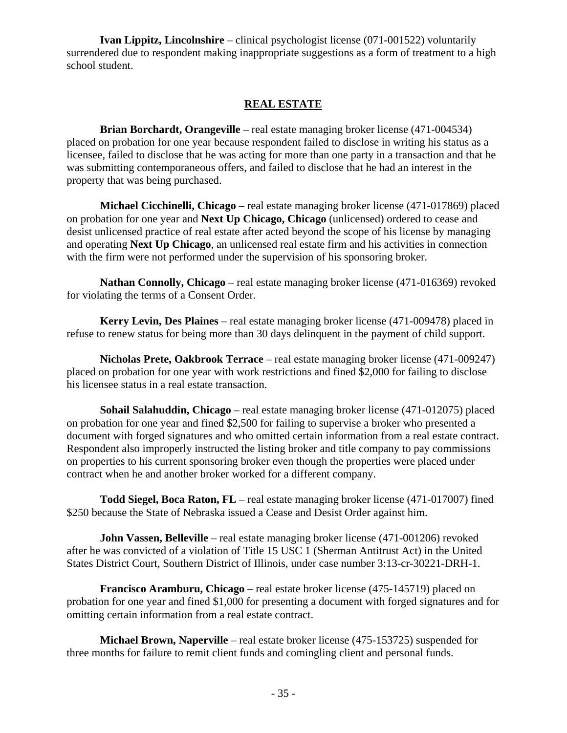**Ivan Lippitz, Lincolnshire** – clinical psychologist license (071-001522) voluntarily surrendered due to respondent making inappropriate suggestions as a form of treatment to a high school student.

## REAL ESTATE

**Brian Borchardt, Orangeville** – real estate managing broker license (471-004534) placed on probation for one year because respondent failed to disclose in writing his status as a licensee, failed to disclose that he was acting for more than one party in a transaction and that he was submitting contemporaneous offers, and failed to disclose that he had an interest in the property that was being purchased.

**Michael Cicchinelli, Chicago** – real estate managing broker license (471-017869) placed on probation for one year and **Next Up Chicago, Chicago** (unlicensed) ordered to cease and desist unlicensed practice of real estate after acted beyond the scope of his license by managing and operating **Next Up Chicago**, an unlicensed real estate firm and his activities in connection with the firm were not performed under the supervision of his sponsoring broker.

**Nathan Connolly, Chicago** – real estate managing broker license (471-016369) revoked for violating the terms of a Consent Order.

**Kerry Levin, Des Plaines** – real estate managing broker license (471-009478) placed in refuse to renew status for being more than 30 days delinquent in the payment of child support.

**Nicholas Prete, Oakbrook Terrace** – real estate managing broker license (471-009247) placed on probation for one year with work restrictions and fined $2,000 for failing to disclose his licensee status in a real estate transaction.

**Sohail Salahuddin, Chicago** – real estate managing broker license (471-012075) placed on probation for one year and fined $2,500 for failing to supervise a broker who presented a document with forged signatures and who omitted certain information from a real estate contract. Respondent also improperly instructed the listing broker and title company to pay commissions on properties to his current sponsoring broker even though the properties were placed under contract when he and another broker worked for a different company.

**Todd Siegel, Boca Raton, FL** – real estate managing broker license (471-017007) fined $250 because the State of Nebraska issued a Cease and Desist Order against him.

**John Vassen, Belleville** – real estate managing broker license (471-001206) revoked after he was convicted of a violation of Title 15 USC 1 (Sherman Antitrust Act) in the United States District Court, Southern District of Illinois, under case number 3:13-cr-30221-DRH-1.

**Francisco Aramburu, Chicago** – real estate broker license (475-145719) placed on probation for one year and fined $1,000 for presenting a document with forged signatures and for omitting certain information from a real estate contract.

**Michael Brown, Naperville** – real estate broker license (475-153725) suspended for three months for failure to remit client funds and comingling client and personal funds.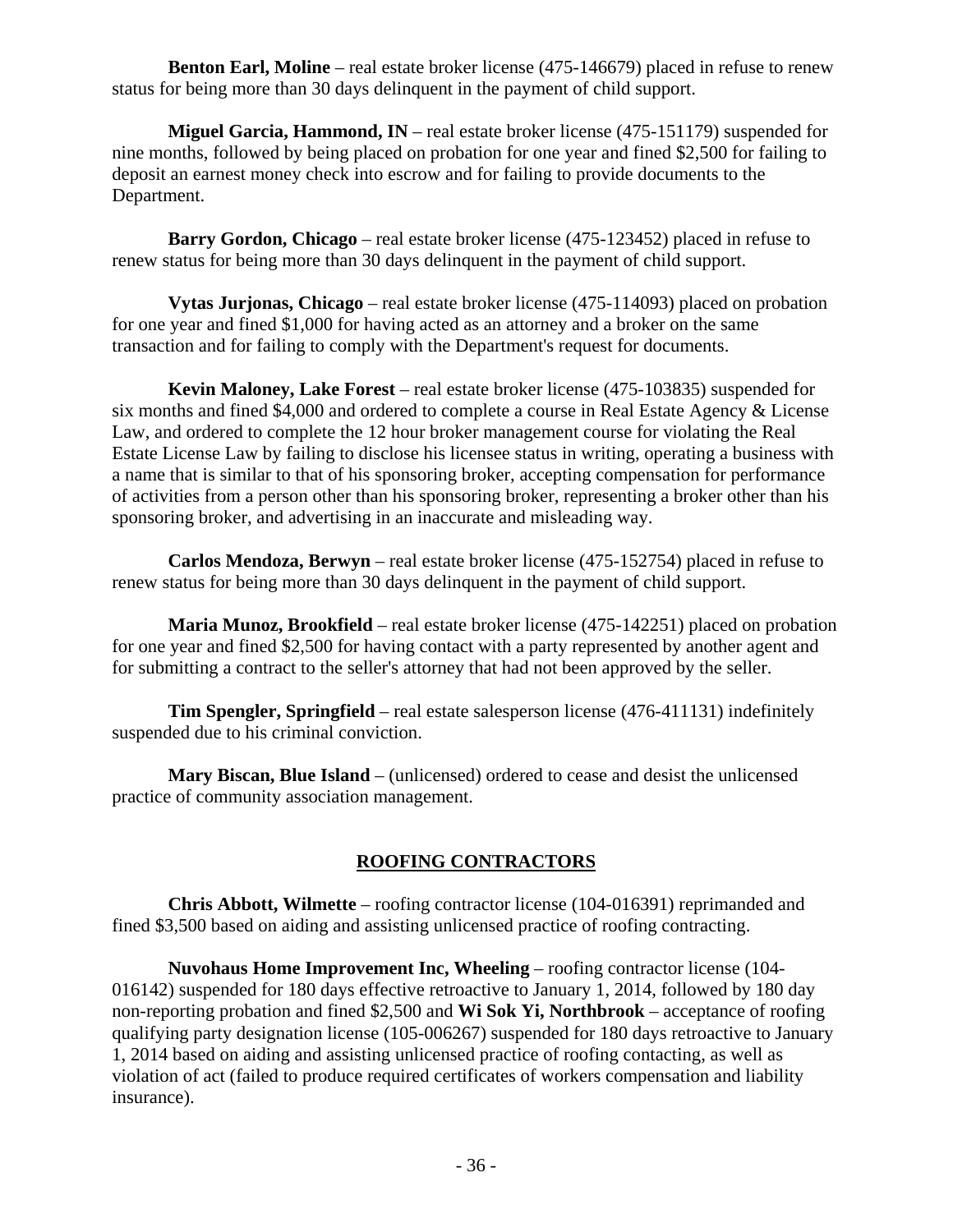**Benton Earl, Moline** – real estate broker license (475-146679) placed in refuse to renew status for being more than 30 days delinquent in the payment of child support.

**Miguel Garcia, Hammond, IN** – real estate broker license (475-151179) suspended for nine months, followed by being placed on probation for one year and fined $2,500 for failing to deposit an earnest money check into escrow and for failing to provide documents to the Department.

**Barry Gordon, Chicago** – real estate broker license (475-123452) placed in refuse to renew status for being more than 30 days delinquent in the payment of child support.

**Vytas Jurjonas, Chicago** – real estate broker license (475-114093) placed on probation for one year and fined $1,000 for having acted as an attorney and a broker on the same transaction and for failing to comply with the Department's request for documents.

**Kevin Maloney, Lake Forest** – real estate broker license (475-103835) suspended for six months and fined $4,000 and ordered to complete a course in Real Estate Agency & License Law, and ordered to complete the 12 hour broker management course for violating the Real Estate License Law by failing to disclose his licensee status in writing, operating a business with a name that is similar to that of his sponsoring broker, accepting compensation for performance of activities from a person other than his sponsoring broker, representing a broker other than his sponsoring broker, and advertising in an inaccurate and misleading way.

**Carlos Mendoza, Berwyn** – real estate broker license (475-152754) placed in refuse to renew status for being more than 30 days delinquent in the payment of child support.

**Maria Munoz, Brookfield** – real estate broker license (475-142251) placed on probation for one year and fined $2,500 for having contact with a party represented by another agent and for submitting a contract to the seller's attorney that had not been approved by the seller.

**Tim Spengler, Springfield** – real estate salesperson license (476-411131) indefinitely suspended due to his criminal conviction.

**Mary Biscan, Blue Island** – (unlicensed) ordered to cease and desist the unlicensed practice of community association management.

## ROOFING CONTRACTORS

**Chris Abbott, Wilmette** – roofing contractor license (104-016391) reprimanded and fined $3,500 based on aiding and assisting unlicensed practice of roofing contracting.

**Nuvohaus Home Improvement Inc, Wheeling** – roofing contractor license (104-016142) suspended for 180 days effective retroactive to January 1, 2014, followed by 180 day non-reporting probation and fined $2,500 and **Wi Sok Yi, Northbrook** – acceptance of roofing qualifying party designation license (105-006267) suspended for 180 days retroactive to January 1, 2014 based on aiding and assisting unlicensed practice of roofing contacting, as well as violation of act (failed to produce required certificates of workers compensation and liability insurance).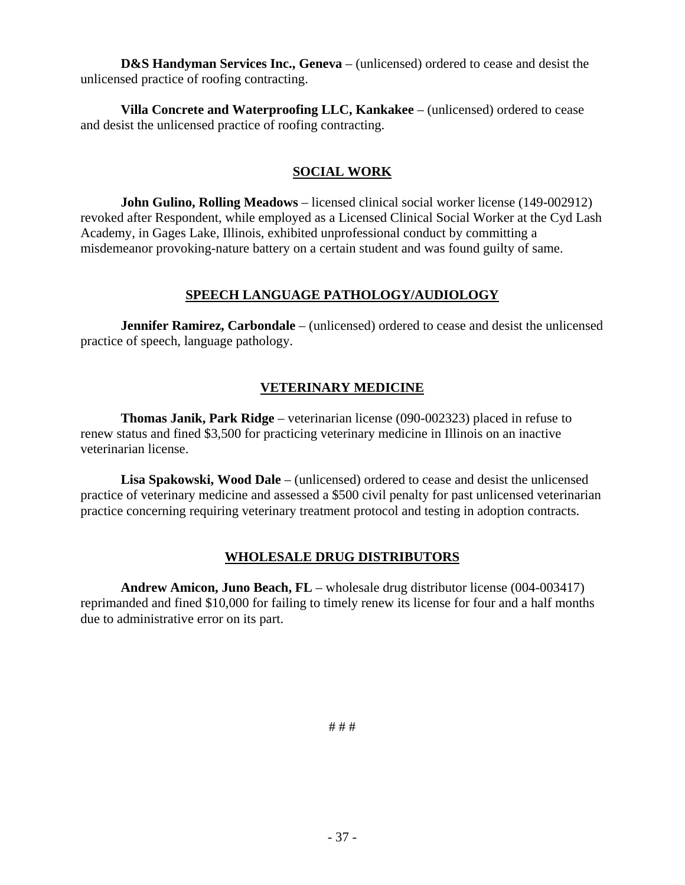**D&S Handyman Services Inc., Geneva** – (unlicensed) ordered to cease and desist the unlicensed practice of roofing contracting.

**Villa Concrete and Waterproofing LLC, Kankakee** – (unlicensed) ordered to cease and desist the unlicensed practice of roofing contracting.

## SOCIAL WORK

**John Gulino, Rolling Meadows** – licensed clinical social worker license (149-002912) revoked after Respondent, while employed as a Licensed Clinical Social Worker at the Cyd Lash Academy, in Gages Lake, Illinois, exhibited unprofessional conduct by committing a misdemeanor provoking-nature battery on a certain student and was found guilty of same.

## SPEECH LANGUAGE PATHOLOGY/AUDIOLOGY

**Jennifer Ramirez, Carbondale** – (unlicensed) ordered to cease and desist the unlicensed practice of speech, language pathology.

## VETERINARY MEDICINE

**Thomas Janik, Park Ridge** – veterinarian license (090-002323) placed in refuse to renew status and fined $3,500 for practicing veterinary medicine in Illinois on an inactive veterinarian license.

**Lisa Spakowski, Wood Dale** – (unlicensed) ordered to cease and desist the unlicensed practice of veterinary medicine and assessed a $500 civil penalty for past unlicensed veterinarian practice concerning requiring veterinary treatment protocol and testing in adoption contracts.

## WHOLESALE DRUG DISTRIBUTORS

**Andrew Amicon, Juno Beach, FL** – wholesale drug distributor license (004-003417) reprimanded and fined $10,000 for failing to timely renew its license for four and a half months due to administrative error on its part.

# # #